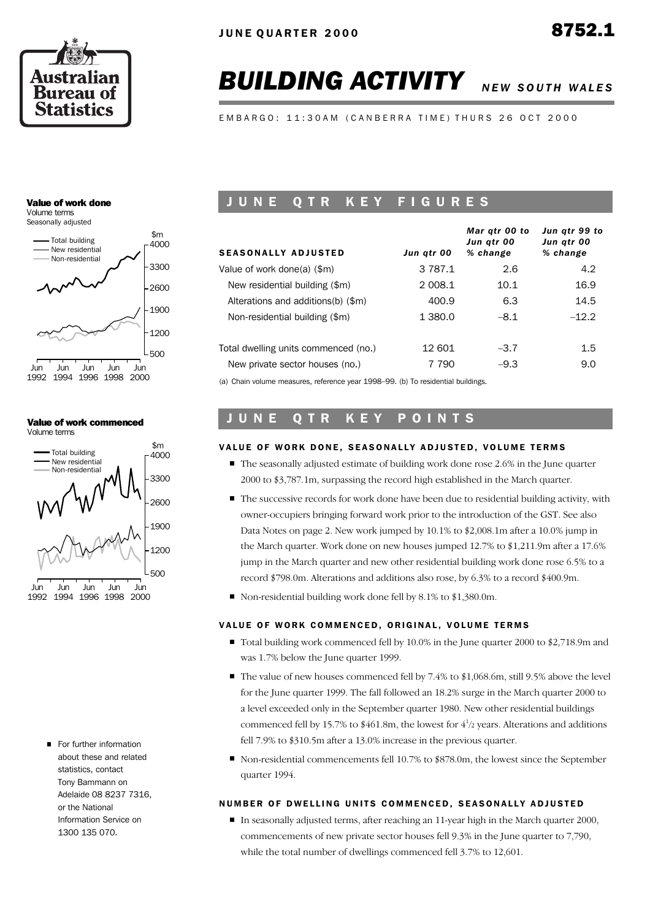# BUILDING ACTIVITY NEW SOUTH WALES

JUNE QUARTER 2000 — 8752.1

EMBARGO: 11:30AM (CANBERRA TIME) THURS 26 OCT 2000

**Value of work done**
Volume terms
Seasonally adjusted

**Value of work commenced**
Volume terms

## JUNE QTR KEY FIGURES

| SEASONALLY ADJUSTED | Jun qtr 00 | Mar qtr 00 to Jun qtr 00 % change | Jun qtr 99 to Jun qtr 00 % change |
|---|---|---|---|
| Value of work done(a) ($m) | 3 787.1 | 2.6 | 4.2 |
| New residential building ($m) | 2 008.1 | 10.1 | 16.9 |
| Alterations and additions(b) ($m) | 400.9 | 6.3 | 14.5 |
| Non-residential building ($m) | 1 380.0 | –8.1 | –12.2 |
| Total dwelling units commenced (no.) | 12 601 | –3.7 | 1.5 |
| New private sector houses (no.) | 7 790 | –9.3 | 9.0 |

(a) Chain volume measures, reference year 1998–99. (b) To residential buildings.

## JUNE QTR KEY POINTS

### VALUE OF WORK DONE, SEASONALLY ADJUSTED, VOLUME TERMS

- The seasonally adjusted estimate of building work done rose 2.6% in the June quarter 2000 to $3,787.1m, surpassing the record high established in the March quarter.
- The successive records for work done have been due to residential building activity, with owner-occupiers bringing forward work prior to the introduction of the GST. See also Data Notes on page 2. New work jumped by 10.1% to $2,008.1m after a 10.0% jump in the March quarter. Work done on new houses jumped 12.7% to $1,211.9m after a 17.6% jump in the March quarter and new other residential building work done rose 6.5% to a record $798.0m. Alterations and additions also rose, by 6.3% to a record $400.9m.
- Non-residential building work done fell by 8.1% to $1,380.0m.

### VALUE OF WORK COMMENCED, ORIGINAL, VOLUME TERMS

- Total building work commenced fell by 10.0% in the June quarter 2000 to $2,718.9m and was 1.7% below the June quarter 1999.
- The value of new houses commenced fell by 7.4% to $1,068.6m, still 9.5% above the level for the June quarter 1999. The fall followed an 18.2% surge in the March quarter 2000 to a level exceeded only in the September quarter 1980. New other residential buildings commenced fell by 15.7% to $461.8m, the lowest for 4½ years. Alterations and additions fell 7.9% to $310.5m after a 13.0% increase in the previous quarter.
- Non-residential commencements fell 10.7% to $878.0m, the lowest since the September quarter 1994.

### NUMBER OF DWELLING UNITS COMMENCED, SEASONALLY ADJUSTED

- In seasonally adjusted terms, after reaching an 11-year high in the March quarter 2000, commencements of new private sector houses fell 9.3% in the June quarter to 7,790, while the total number of dwellings commenced fell 3.7% to 12,601.

- For further information about these and related statistics, contact Tony Bammann on Adelaide 08 8237 7316, or the National Information Service on 1300 135 070.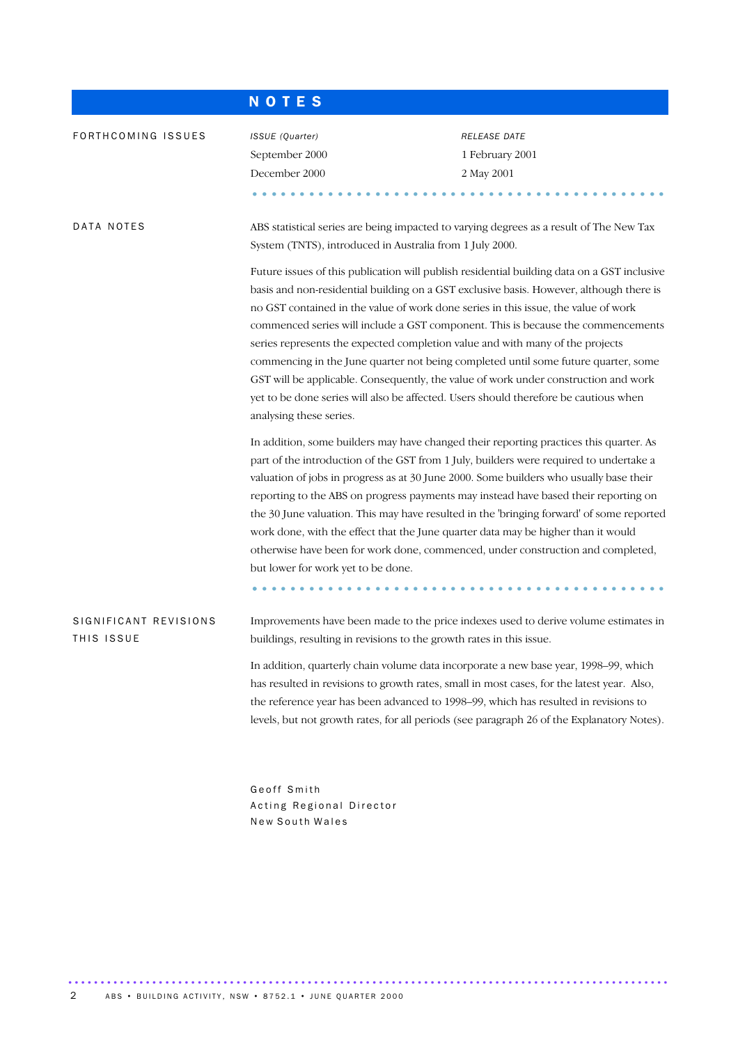# NOTES

## FORTHCOMING ISSUES

| *ISSUE (Quarter)* | *RELEASE DATE* |
|---|---|
| September 2000 | 1 February 2001 |
| December 2000 | 2 May 2001 |

## DATA NOTES

ABS statistical series are being impacted to varying degrees as a result of The New Tax System (TNTS), introduced in Australia from 1 July 2000.

Future issues of this publication will publish residential building data on a GST inclusive basis and non-residential building on a GST exclusive basis. However, although there is no GST contained in the value of work done series in this issue, the value of work commenced series will include a GST component. This is because the commencements series represents the expected completion value and with many of the projects commencing in the June quarter not being completed until some future quarter, some GST will be applicable. Consequently, the value of work under construction and work yet to be done series will also be affected. Users should therefore be cautious when analysing these series.

In addition, some builders may have changed their reporting practices this quarter. As part of the introduction of the GST from 1 July, builders were required to undertake a valuation of jobs in progress as at 30 June 2000. Some builders who usually base their reporting to the ABS on progress payments may instead have based their reporting on the 30 June valuation. This may have resulted in the 'bringing forward' of some reported work done, with the effect that the June quarter data may be higher than it would otherwise have been for work done, commenced, under construction and completed, but lower for work yet to be done.

## SIGNIFICANT REVISIONS THIS ISSUE

Improvements have been made to the price indexes used to derive volume estimates in buildings, resulting in revisions to the growth rates in this issue.

In addition, quarterly chain volume data incorporate a new base year, 1998–99, which has resulted in revisions to growth rates, small in most cases, for the latest year. Also, the reference year has been advanced to 1998–99, which has resulted in revisions to levels, but not growth rates, for all periods (see paragraph 26 of the Explanatory Notes).

Geoff Smith
Acting Regional Director
New South Wales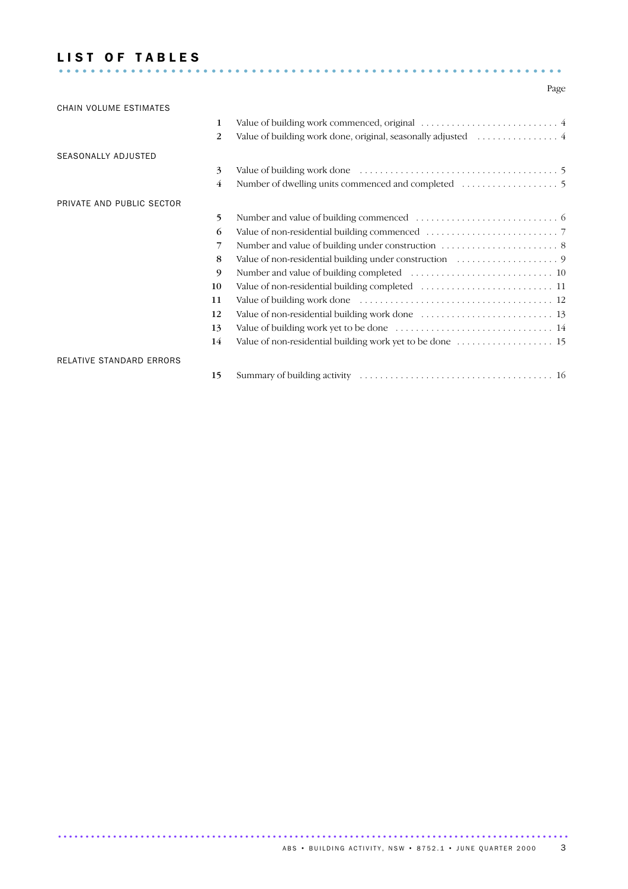# LIST OF TABLES

| | | | Page |
|---|---|---|---|
| CHAIN VOLUME ESTIMATES | | | |
| | 1 | Value of building work commenced, original | 4 |
| | 2 | Value of building work done, original, seasonally adjusted | 4 |
| SEASONALLY ADJUSTED | | | |
| | 3 | Value of building work done | 5 |
| | 4 | Number of dwelling units commenced and completed | 5 |
| PRIVATE AND PUBLIC SECTOR | | | |
| | 5 | Number and value of building commenced | 6 |
| | 6 | Value of non-residential building commenced | 7 |
| | 7 | Number and value of building under construction | 8 |
| | 8 | Value of non-residential building under construction | 9 |
| | 9 | Number and value of building completed | 10 |
| | 10 | Value of non-residential building completed | 11 |
| | 11 | Value of building work done | 12 |
| | 12 | Value of non-residential building work done | 13 |
| | 13 | Value of building work yet to be done | 14 |
| | 14 | Value of non-residential building work yet to be done | 15 |
| RELATIVE STANDARD ERRORS | | | |
| | 15 | Summary of building activity | 16 |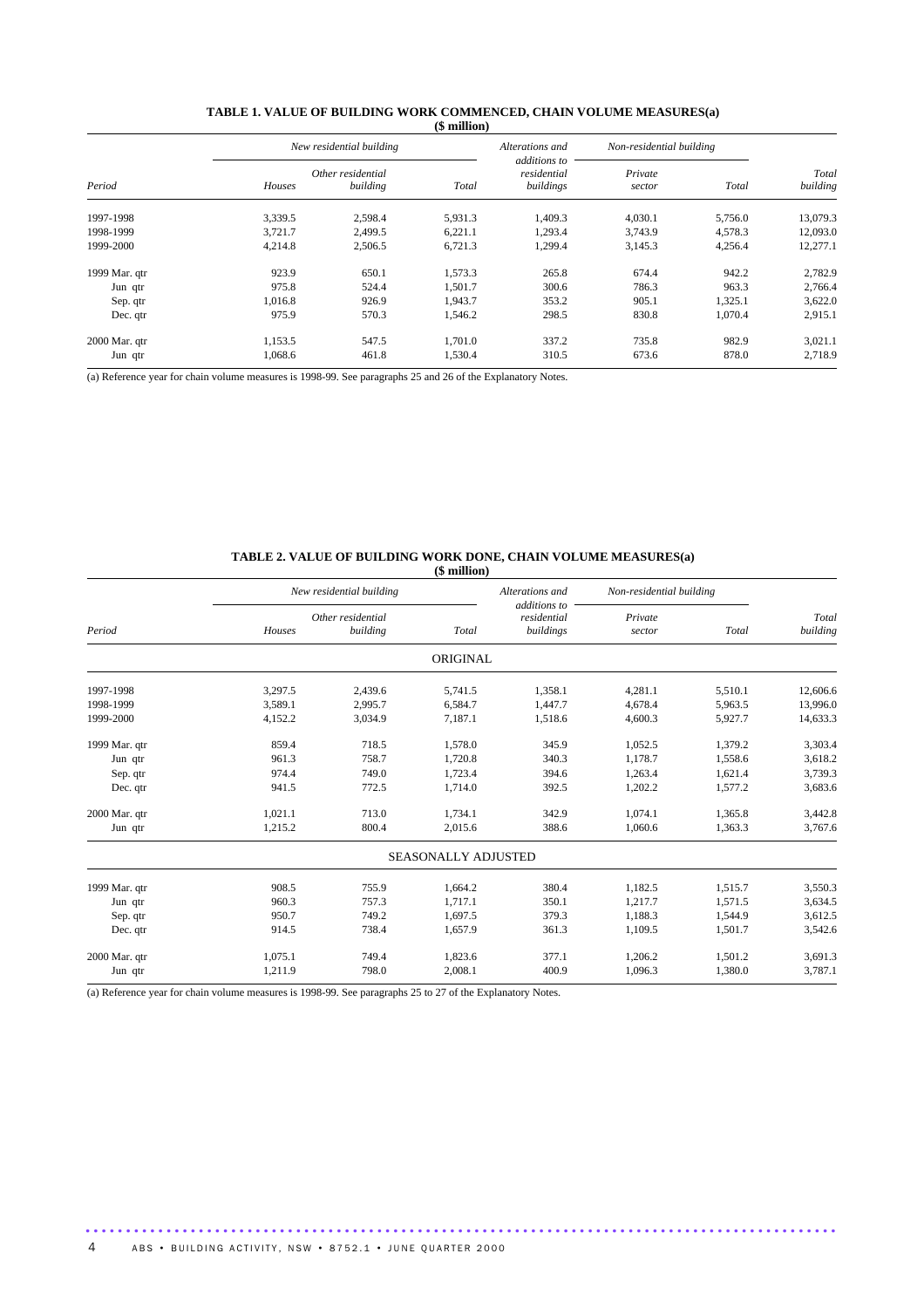## TABLE 1. VALUE OF BUILDING WORK COMMENCED, CHAIN VOLUME MEASURES(a)

**($ million)**

| | New residential building | | | Alterations and additions to residential buildings | Non-residential building | | |
|---|---|---|---|---|---|---|---|
| *Period* | *Houses* | *Other residential building* | *Total* | | *Private sector* | *Total* | *Total building* |
| 1997-1998 | 3,339.5 | 2,598.4 | 5,931.3 | 1,409.3 | 4,030.1 | 5,756.0 | 13,079.3 |
| 1998-1999 | 3,721.7 | 2,499.5 | 6,221.1 | 1,293.4 | 3,743.9 | 4,578.3 | 12,093.0 |
| 1999-2000 | 4,214.8 | 2,506.5 | 6,721.3 | 1,299.4 | 3,145.3 | 4,256.4 | 12,277.1 |
| 1999 Mar. qtr | 923.9 | 650.1 | 1,573.3 | 265.8 | 674.4 | 942.2 | 2,782.9 |
| Jun qtr | 975.8 | 524.4 | 1,501.7 | 300.6 | 786.3 | 963.3 | 2,766.4 |
| Sep. qtr | 1,016.8 | 926.9 | 1,943.7 | 353.2 | 905.1 | 1,325.1 | 3,622.0 |
| Dec. qtr | 975.9 | 570.3 | 1,546.2 | 298.5 | 830.8 | 1,070.4 | 2,915.1 |
| 2000 Mar. qtr | 1,153.5 | 547.5 | 1,701.0 | 337.2 | 735.8 | 982.9 | 3,021.1 |
| Jun qtr | 1,068.6 | 461.8 | 1,530.4 | 310.5 | 673.6 | 878.0 | 2,718.9 |

(a) Reference year for chain volume measures is 1998-99. See paragraphs 25 and 26 of the Explanatory Notes.

## TABLE 2. VALUE OF BUILDING WORK DONE, CHAIN VOLUME MEASURES(a)

**($ million)**

| | New residential building | | | Alterations and additions to residential buildings | Non-residential building | | |
|---|---|---|---|---|---|---|---|
| *Period* | *Houses* | *Other residential building* | *Total* | | *Private sector* | *Total* | *Total building* |
| | | | ORIGINAL | | | | |
| 1997-1998 | 3,297.5 | 2,439.6 | 5,741.5 | 1,358.1 | 4,281.1 | 5,510.1 | 12,606.6 |
| 1998-1999 | 3,589.1 | 2,995.7 | 6,584.7 | 1,447.7 | 4,678.4 | 5,963.5 | 13,996.0 |
| 1999-2000 | 4,152.2 | 3,034.9 | 7,187.1 | 1,518.6 | 4,600.3 | 5,927.7 | 14,633.3 |
| 1999 Mar. qtr | 859.4 | 718.5 | 1,578.0 | 345.9 | 1,052.5 | 1,379.2 | 3,303.4 |
| Jun qtr | 961.3 | 758.7 | 1,720.8 | 340.3 | 1,178.7 | 1,558.6 | 3,618.2 |
| Sep. qtr | 974.4 | 749.0 | 1,723.4 | 394.6 | 1,263.4 | 1,621.4 | 3,739.3 |
| Dec. qtr | 941.5 | 772.5 | 1,714.0 | 392.5 | 1,202.2 | 1,577.2 | 3,683.6 |
| 2000 Mar. qtr | 1,021.1 | 713.0 | 1,734.1 | 342.9 | 1,074.1 | 1,365.8 | 3,442.8 |
| Jun qtr | 1,215.2 | 800.4 | 2,015.6 | 388.6 | 1,060.6 | 1,363.3 | 3,767.6 |
| | | | SEASONALLY ADJUSTED | | | | |
| 1999 Mar. qtr | 908.5 | 755.9 | 1,664.2 | 380.4 | 1,182.5 | 1,515.7 | 3,550.3 |
| Jun qtr | 960.3 | 757.3 | 1,717.1 | 350.1 | 1,217.7 | 1,571.5 | 3,634.5 |
| Sep. qtr | 950.7 | 749.2 | 1,697.5 | 379.3 | 1,188.3 | 1,544.9 | 3,612.5 |
| Dec. qtr | 914.5 | 738.4 | 1,657.9 | 361.3 | 1,109.5 | 1,501.7 | 3,542.6 |
| 2000 Mar. qtr | 1,075.1 | 749.4 | 1,823.6 | 377.1 | 1,206.2 | 1,501.2 | 3,691.3 |
| Jun qtr | 1,211.9 | 798.0 | 2,008.1 | 400.9 | 1,096.3 | 1,380.0 | 3,787.1 |

(a) Reference year for chain volume measures is 1998-99. See paragraphs 25 to 27 of the Explanatory Notes.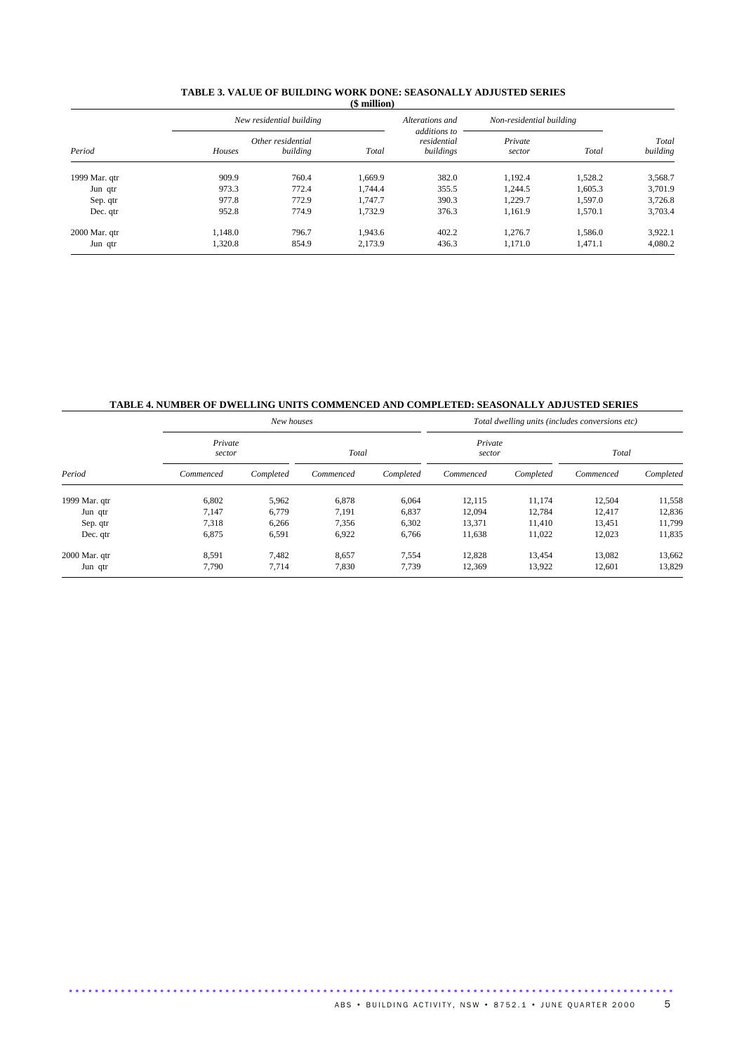## TABLE 3. VALUE OF BUILDING WORK DONE: SEASONALLY ADJUSTED SERIES

($ million)

| Period | New residential building | | | Alterations and additions to residential buildings | Non-residential building | | Total building |
|---|---|---|---|---|---|---|---|
| | Houses | Other residential building | Total | | Private sector | Total | |
| 1999 Mar. qtr | 909.9 | 760.4 | 1,669.9 | 382.0 | 1,192.4 | 1,528.2 | 3,568.7 |
| Jun qtr | 973.3 | 772.4 | 1,744.4 | 355.5 | 1,244.5 | 1,605.3 | 3,701.9 |
| Sep. qtr | 977.8 | 772.9 | 1,747.7 | 390.3 | 1,229.7 | 1,597.0 | 3,726.8 |
| Dec. qtr | 952.8 | 774.9 | 1,732.9 | 376.3 | 1,161.9 | 1,570.1 | 3,703.4 |
| 2000 Mar. qtr | 1,148.0 | 796.7 | 1,943.6 | 402.2 | 1,276.7 | 1,586.0 | 3,922.1 |
| Jun qtr | 1,320.8 | 854.9 | 2,173.9 | 436.3 | 1,171.0 | 1,471.1 | 4,080.2 |

## TABLE 4. NUMBER OF DWELLING UNITS COMMENCED AND COMPLETED: SEASONALLY ADJUSTED SERIES

| Period | New houses | | | | Total dwelling units (includes conversions etc) | | | |
|---|---|---|---|---|---|---|---|---|
| | Private sector | | Total | | Private sector | | Total | |
| | Commenced | Completed | Commenced | Completed | Commenced | Completed | Commenced | Completed |
| 1999 Mar. qtr | 6,802 | 5,962 | 6,878 | 6,064 | 12,115 | 11,174 | 12,504 | 11,558 |
| Jun qtr | 7,147 | 6,779 | 7,191 | 6,837 | 12,094 | 12,784 | 12,417 | 12,836 |
| Sep. qtr | 7,318 | 6,266 | 7,356 | 6,302 | 13,371 | 11,410 | 13,451 | 11,799 |
| Dec. qtr | 6,875 | 6,591 | 6,922 | 6,766 | 11,638 | 11,022 | 12,023 | 11,835 |
| 2000 Mar. qtr | 8,591 | 7,482 | 8,657 | 7,554 | 12,828 | 13,454 | 13,082 | 13,662 |
| Jun qtr | 7,790 | 7,714 | 7,830 | 7,739 | 12,369 | 13,922 | 12,601 | 13,829 |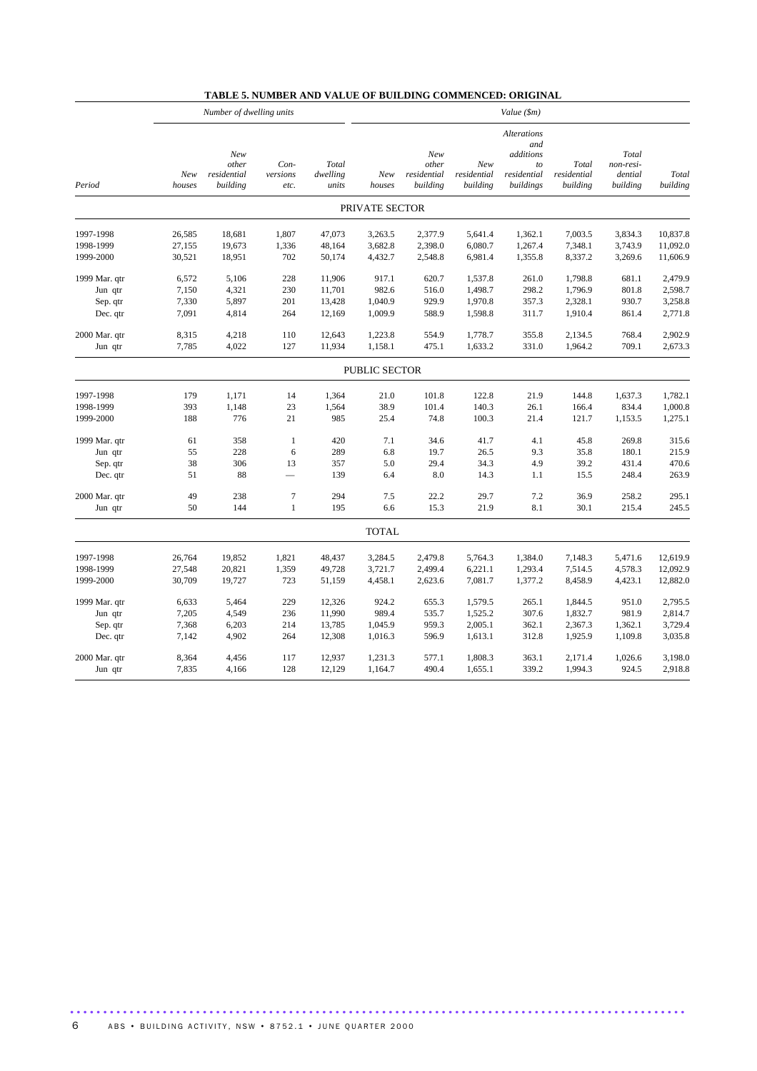**TABLE 5. NUMBER AND VALUE OF BUILDING COMMENCED: ORIGINAL**

| Period | Number of dwelling units | | | | Value ($m) | | | | | | |
|---|---|---|---|---|---|---|---|---|---|---|---|
| | *New houses* | *New other residential building* | *Con-versions etc.* | *Total dwelling units* | *New houses* | *New other residential building* | *New residential building* | *Alterations and additions to residential buildings* | *Total residential building* | *Total non-resi-dential building* | *Total building* |
| | | | | | PRIVATE SECTOR | | | | | | |
| 1997-1998 | 26,585 | 18,681 | 1,807 | 47,073 | 3,263.5 | 2,377.9 | 5,641.4 | 1,362.1 | 7,003.5 | 3,834.3 | 10,837.8 |
| 1998-1999 | 27,155 | 19,673 | 1,336 | 48,164 | 3,682.8 | 2,398.0 | 6,080.7 | 1,267.4 | 7,348.1 | 3,743.9 | 11,092.0 |
| 1999-2000 | 30,521 | 18,951 | 702 | 50,174 | 4,432.7 | 2,548.8 | 6,981.4 | 1,355.8 | 8,337.2 | 3,269.6 | 11,606.9 |
| 1999 Mar. qtr | 6,572 | 5,106 | 228 | 11,906 | 917.1 | 620.7 | 1,537.8 | 261.0 | 1,798.8 | 681.1 | 2,479.9 |
| Jun qtr | 7,150 | 4,321 | 230 | 11,701 | 982.6 | 516.0 | 1,498.7 | 298.2 | 1,796.9 | 801.8 | 2,598.7 |
| Sep. qtr | 7,330 | 5,897 | 201 | 13,428 | 1,040.9 | 929.9 | 1,970.8 | 357.3 | 2,328.1 | 930.7 | 3,258.8 |
| Dec. qtr | 7,091 | 4,814 | 264 | 12,169 | 1,009.9 | 588.9 | 1,598.8 | 311.7 | 1,910.4 | 861.4 | 2,771.8 |
| 2000 Mar. qtr | 8,315 | 4,218 | 110 | 12,643 | 1,223.8 | 554.9 | 1,778.7 | 355.8 | 2,134.5 | 768.4 | 2,902.9 |
| Jun qtr | 7,785 | 4,022 | 127 | 11,934 | 1,158.1 | 475.1 | 1,633.2 | 331.0 | 1,964.2 | 709.1 | 2,673.3 |
| | | | | | PUBLIC SECTOR | | | | | | |
| 1997-1998 | 179 | 1,171 | 14 | 1,364 | 21.0 | 101.8 | 122.8 | 21.9 | 144.8 | 1,637.3 | 1,782.1 |
| 1998-1999 | 393 | 1,148 | 23 | 1,564 | 38.9 | 101.4 | 140.3 | 26.1 | 166.4 | 834.4 | 1,000.8 |
| 1999-2000 | 188 | 776 | 21 | 985 | 25.4 | 74.8 | 100.3 | 21.4 | 121.7 | 1,153.5 | 1,275.1 |
| 1999 Mar. qtr | 61 | 358 | 1 | 420 | 7.1 | 34.6 | 41.7 | 4.1 | 45.8 | 269.8 | 315.6 |
| Jun qtr | 55 | 228 | 6 | 289 | 6.8 | 19.7 | 26.5 | 9.3 | 35.8 | 180.1 | 215.9 |
| Sep. qtr | 38 | 306 | 13 | 357 | 5.0 | 29.4 | 34.3 | 4.9 | 39.2 | 431.4 | 470.6 |
| Dec. qtr | 51 | 88 | — | 139 | 6.4 | 8.0 | 14.3 | 1.1 | 15.5 | 248.4 | 263.9 |
| 2000 Mar. qtr | 49 | 238 | 7 | 294 | 7.5 | 22.2 | 29.7 | 7.2 | 36.9 | 258.2 | 295.1 |
| Jun qtr | 50 | 144 | 1 | 195 | 6.6 | 15.3 | 21.9 | 8.1 | 30.1 | 215.4 | 245.5 |
| | | | | | TOTAL | | | | | | |
| 1997-1998 | 26,764 | 19,852 | 1,821 | 48,437 | 3,284.5 | 2,479.8 | 5,764.3 | 1,384.0 | 7,148.3 | 5,471.6 | 12,619.9 |
| 1998-1999 | 27,548 | 20,821 | 1,359 | 49,728 | 3,721.7 | 2,499.4 | 6,221.1 | 1,293.4 | 7,514.5 | 4,578.3 | 12,092.9 |
| 1999-2000 | 30,709 | 19,727 | 723 | 51,159 | 4,458.1 | 2,623.6 | 7,081.7 | 1,377.2 | 8,458.9 | 4,423.1 | 12,882.0 |
| 1999 Mar. qtr | 6,633 | 5,464 | 229 | 12,326 | 924.2 | 655.3 | 1,579.5 | 265.1 | 1,844.5 | 951.0 | 2,795.5 |
| Jun qtr | 7,205 | 4,549 | 236 | 11,990 | 989.4 | 535.7 | 1,525.2 | 307.6 | 1,832.7 | 981.9 | 2,814.7 |
| Sep. qtr | 7,368 | 6,203 | 214 | 13,785 | 1,045.9 | 959.3 | 2,005.1 | 362.1 | 2,367.3 | 1,362.1 | 3,729.4 |
| Dec. qtr | 7,142 | 4,902 | 264 | 12,308 | 1,016.3 | 596.9 | 1,613.1 | 312.8 | 1,925.9 | 1,109.8 | 3,035.8 |
| 2000 Mar. qtr | 8,364 | 4,456 | 117 | 12,937 | 1,231.3 | 577.1 | 1,808.3 | 363.1 | 2,171.4 | 1,026.6 | 3,198.0 |
| Jun qtr | 7,835 | 4,166 | 128 | 12,129 | 1,164.7 | 490.4 | 1,655.1 | 339.2 | 1,994.3 | 924.5 | 2,918.8 |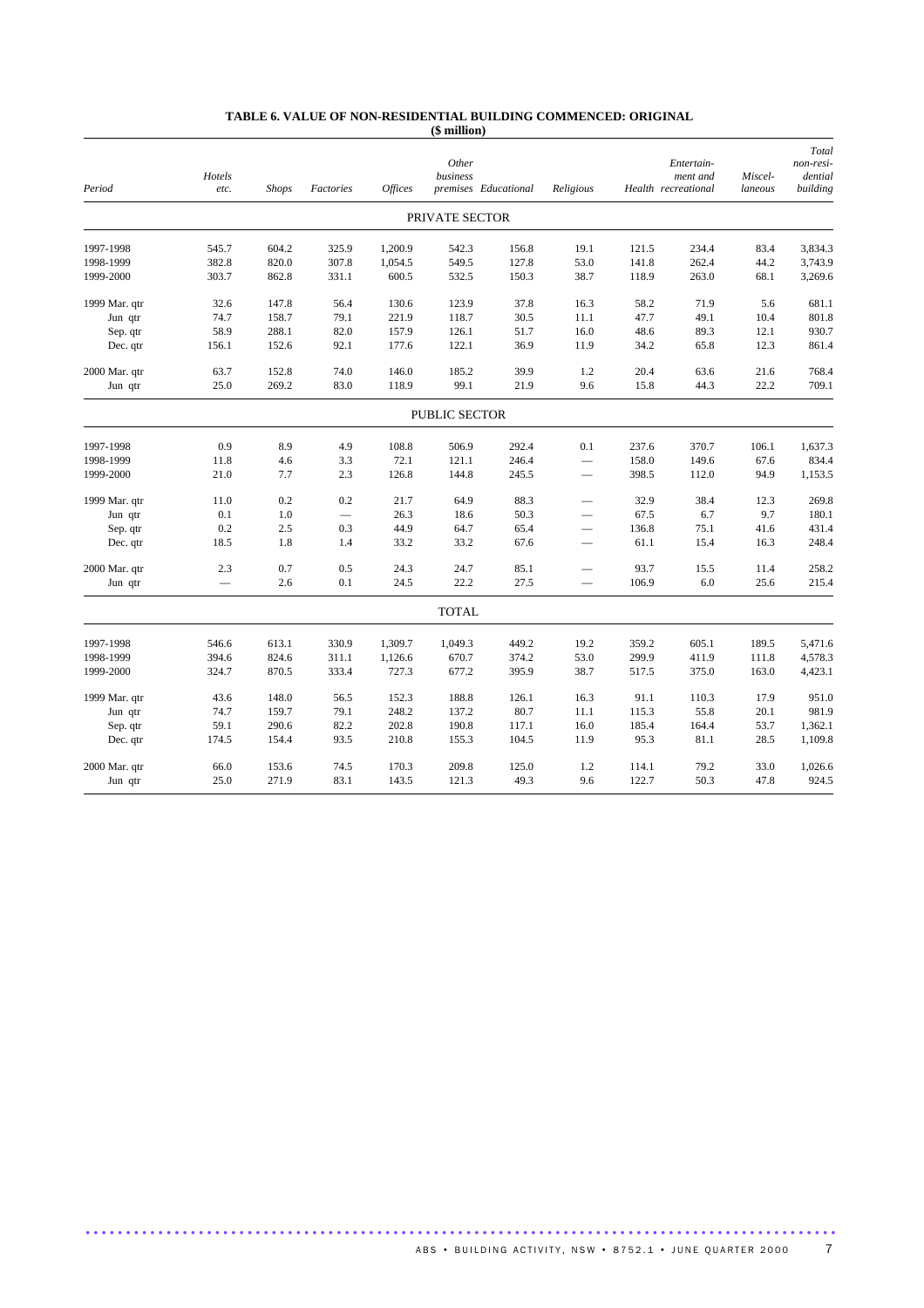**TABLE 6. VALUE OF NON-RESIDENTIAL BUILDING COMMENCED: ORIGINAL**
**($ million)**

| Period | Hotels etc. | Shops | Factories | Offices | Other business premises | Educational | Religious | Health | Entertain-ment and recreational | Miscel-laneous | Total non-resi-dential building |
|---|---|---|---|---|---|---|---|---|---|---|---|
| | | | | | PRIVATE SECTOR | | | | | | |
| 1997-1998 | 545.7 | 604.2 | 325.9 | 1,200.9 | 542.3 | 156.8 | 19.1 | 121.5 | 234.4 | 83.4 | 3,834.3 |
| 1998-1999 | 382.8 | 820.0 | 307.8 | 1,054.5 | 549.5 | 127.8 | 53.0 | 141.8 | 262.4 | 44.2 | 3,743.9 |
| 1999-2000 | 303.7 | 862.8 | 331.1 | 600.5 | 532.5 | 150.3 | 38.7 | 118.9 | 263.0 | 68.1 | 3,269.6 |
| 1999 Mar. qtr | 32.6 | 147.8 | 56.4 | 130.6 | 123.9 | 37.8 | 16.3 | 58.2 | 71.9 | 5.6 | 681.1 |
| Jun qtr | 74.7 | 158.7 | 79.1 | 221.9 | 118.7 | 30.5 | 11.1 | 47.7 | 49.1 | 10.4 | 801.8 |
| Sep. qtr | 58.9 | 288.1 | 82.0 | 157.9 | 126.1 | 51.7 | 16.0 | 48.6 | 89.3 | 12.1 | 930.7 |
| Dec. qtr | 156.1 | 152.6 | 92.1 | 177.6 | 122.1 | 36.9 | 11.9 | 34.2 | 65.8 | 12.3 | 861.4 |
| 2000 Mar. qtr | 63.7 | 152.8 | 74.0 | 146.0 | 185.2 | 39.9 | 1.2 | 20.4 | 63.6 | 21.6 | 768.4 |
| Jun qtr | 25.0 | 269.2 | 83.0 | 118.9 | 99.1 | 21.9 | 9.6 | 15.8 | 44.3 | 22.2 | 709.1 |
| | | | | | PUBLIC SECTOR | | | | | | |
| 1997-1998 | 0.9 | 8.9 | 4.9 | 108.8 | 506.9 | 292.4 | 0.1 | 237.6 | 370.7 | 106.1 | 1,637.3 |
| 1998-1999 | 11.8 | 4.6 | 3.3 | 72.1 | 121.1 | 246.4 | — | 158.0 | 149.6 | 67.6 | 834.4 |
| 1999-2000 | 21.0 | 7.7 | 2.3 | 126.8 | 144.8 | 245.5 | — | 398.5 | 112.0 | 94.9 | 1,153.5 |
| 1999 Mar. qtr | 11.0 | 0.2 | 0.2 | 21.7 | 64.9 | 88.3 | — | 32.9 | 38.4 | 12.3 | 269.8 |
| Jun qtr | 0.1 | 1.0 | — | 26.3 | 18.6 | 50.3 | — | 67.5 | 6.7 | 9.7 | 180.1 |
| Sep. qtr | 0.2 | 2.5 | 0.3 | 44.9 | 64.7 | 65.4 | — | 136.8 | 75.1 | 41.6 | 431.4 |
| Dec. qtr | 18.5 | 1.8 | 1.4 | 33.2 | 33.2 | 67.6 | — | 61.1 | 15.4 | 16.3 | 248.4 |
| 2000 Mar. qtr | 2.3 | 0.7 | 0.5 | 24.3 | 24.7 | 85.1 | — | 93.7 | 15.5 | 11.4 | 258.2 |
| Jun qtr | — | 2.6 | 0.1 | 24.5 | 22.2 | 27.5 | — | 106.9 | 6.0 | 25.6 | 215.4 |
| | | | | | TOTAL | | | | | | |
| 1997-1998 | 546.6 | 613.1 | 330.9 | 1,309.7 | 1,049.3 | 449.2 | 19.2 | 359.2 | 605.1 | 189.5 | 5,471.6 |
| 1998-1999 | 394.6 | 824.6 | 311.1 | 1,126.6 | 670.7 | 374.2 | 53.0 | 299.9 | 411.9 | 111.8 | 4,578.3 |
| 1999-2000 | 324.7 | 870.5 | 333.4 | 727.3 | 677.2 | 395.9 | 38.7 | 517.5 | 375.0 | 163.0 | 4,423.1 |
| 1999 Mar. qtr | 43.6 | 148.0 | 56.5 | 152.3 | 188.8 | 126.1 | 16.3 | 91.1 | 110.3 | 17.9 | 951.0 |
| Jun qtr | 74.7 | 159.7 | 79.1 | 248.2 | 137.2 | 80.7 | 11.1 | 115.3 | 55.8 | 20.1 | 981.9 |
| Sep. qtr | 59.1 | 290.6 | 82.2 | 202.8 | 190.8 | 117.1 | 16.0 | 185.4 | 164.4 | 53.7 | 1,362.1 |
| Dec. qtr | 174.5 | 154.4 | 93.5 | 210.8 | 155.3 | 104.5 | 11.9 | 95.3 | 81.1 | 28.5 | 1,109.8 |
| 2000 Mar. qtr | 66.0 | 153.6 | 74.5 | 170.3 | 209.8 | 125.0 | 1.2 | 114.1 | 79.2 | 33.0 | 1,026.6 |
| Jun qtr | 25.0 | 271.9 | 83.1 | 143.5 | 121.3 | 49.3 | 9.6 | 122.7 | 50.3 | 47.8 | 924.5 |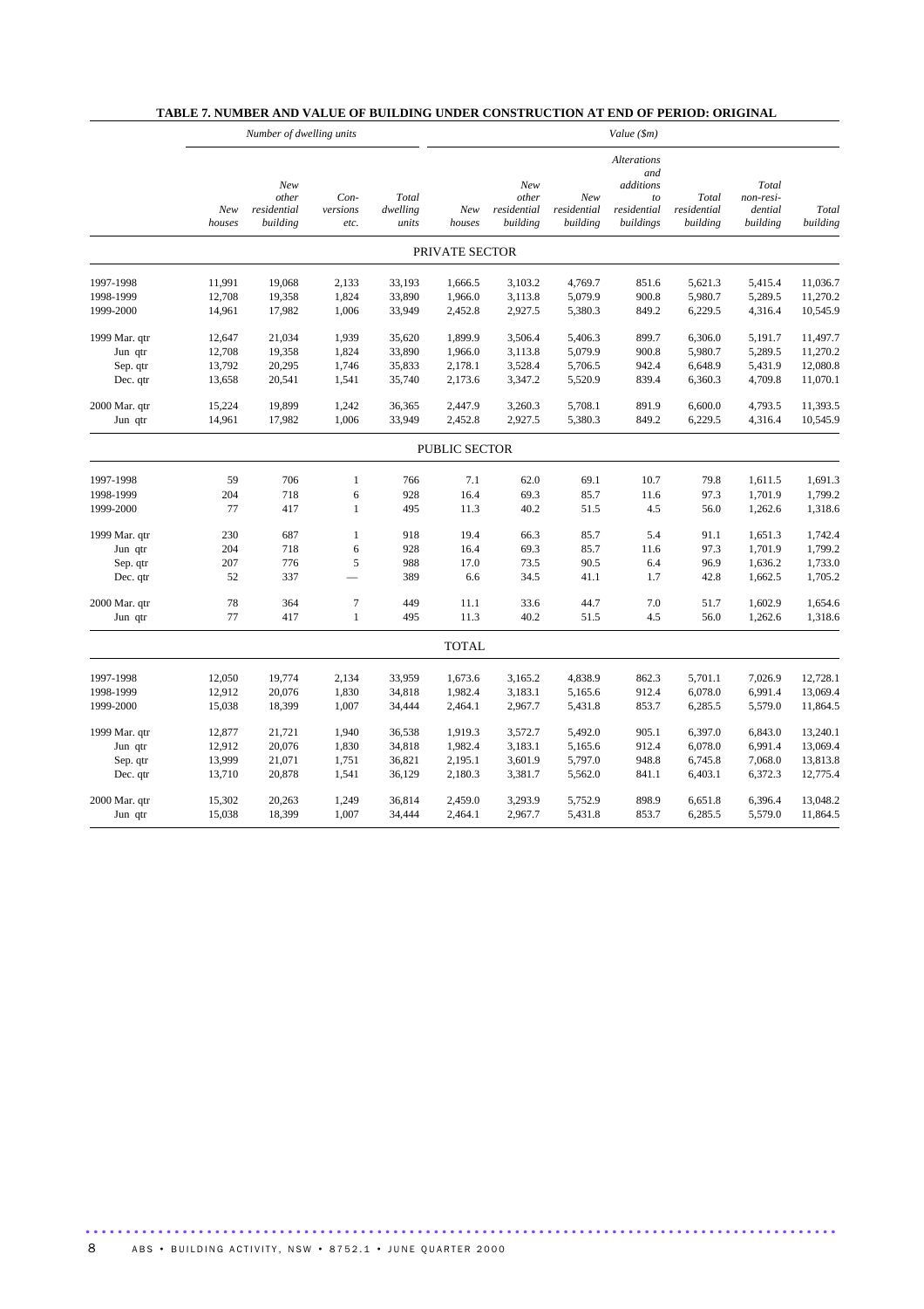## TABLE 7. NUMBER AND VALUE OF BUILDING UNDER CONSTRUCTION AT END OF PERIOD: ORIGINAL

| | *Number of dwelling units* | | | | *Value ($m)* | | | | | | |
|---|---|---|---|---|---|---|---|---|---|---|---|
| | *New houses* | *New other residential building* | *Con-versions etc.* | *Total dwelling units* | *New houses* | *New other residential building* | *New residential building* | *Alterations and additions to residential buildings* | *Total residential building* | *Total non-resi-dential building* | *Total building* |
| **PRIVATE SECTOR** | | | | | | | | | | | |
| 1997-1998 | 11,991 | 19,068 | 2,133 | 33,193 | 1,666.5 | 3,103.2 | 4,769.7 | 851.6 | 5,621.3 | 5,415.4 | 11,036.7 |
| 1998-1999 | 12,708 | 19,358 | 1,824 | 33,890 | 1,966.0 | 3,113.8 | 5,079.9 | 900.8 | 5,980.7 | 5,289.5 | 11,270.2 |
| 1999-2000 | 14,961 | 17,982 | 1,006 | 33,949 | 2,452.8 | 2,927.5 | 5,380.3 | 849.2 | 6,229.5 | 4,316.4 | 10,545.9 |
| 1999 Mar. qtr | 12,647 | 21,034 | 1,939 | 35,620 | 1,899.9 | 3,506.4 | 5,406.3 | 899.7 | 6,306.0 | 5,191.7 | 11,497.7 |
| Jun qtr | 12,708 | 19,358 | 1,824 | 33,890 | 1,966.0 | 3,113.8 | 5,079.9 | 900.8 | 5,980.7 | 5,289.5 | 11,270.2 |
| Sep. qtr | 13,792 | 20,295 | 1,746 | 35,833 | 2,178.1 | 3,528.4 | 5,706.5 | 942.4 | 6,648.9 | 5,431.9 | 12,080.8 |
| Dec. qtr | 13,658 | 20,541 | 1,541 | 35,740 | 2,173.6 | 3,347.2 | 5,520.9 | 839.4 | 6,360.3 | 4,709.8 | 11,070.1 |
| 2000 Mar. qtr | 15,224 | 19,899 | 1,242 | 36,365 | 2,447.9 | 3,260.3 | 5,708.1 | 891.9 | 6,600.0 | 4,793.5 | 11,393.5 |
| Jun qtr | 14,961 | 17,982 | 1,006 | 33,949 | 2,452.8 | 2,927.5 | 5,380.3 | 849.2 | 6,229.5 | 4,316.4 | 10,545.9 |
| **PUBLIC SECTOR** | | | | | | | | | | | |
| 1997-1998 | 59 | 706 | 1 | 766 | 7.1 | 62.0 | 69.1 | 10.7 | 79.8 | 1,611.5 | 1,691.3 |
| 1998-1999 | 204 | 718 | 6 | 928 | 16.4 | 69.3 | 85.7 | 11.6 | 97.3 | 1,701.9 | 1,799.2 |
| 1999-2000 | 77 | 417 | 1 | 495 | 11.3 | 40.2 | 51.5 | 4.5 | 56.0 | 1,262.6 | 1,318.6 |
| 1999 Mar. qtr | 230 | 687 | 1 | 918 | 19.4 | 66.3 | 85.7 | 5.4 | 91.1 | 1,651.3 | 1,742.4 |
| Jun qtr | 204 | 718 | 6 | 928 | 16.4 | 69.3 | 85.7 | 11.6 | 97.3 | 1,701.9 | 1,799.2 |
| Sep. qtr | 207 | 776 | 5 | 988 | 17.0 | 73.5 | 90.5 | 6.4 | 96.9 | 1,636.2 | 1,733.0 |
| Dec. qtr | 52 | 337 | — | 389 | 6.6 | 34.5 | 41.1 | 1.7 | 42.8 | 1,662.5 | 1,705.2 |
| 2000 Mar. qtr | 78 | 364 | 7 | 449 | 11.1 | 33.6 | 44.7 | 7.0 | 51.7 | 1,602.9 | 1,654.6 |
| Jun qtr | 77 | 417 | 1 | 495 | 11.3 | 40.2 | 51.5 | 4.5 | 56.0 | 1,262.6 | 1,318.6 |
| **TOTAL** | | | | | | | | | | | |
| 1997-1998 | 12,050 | 19,774 | 2,134 | 33,959 | 1,673.6 | 3,165.2 | 4,838.9 | 862.3 | 5,701.1 | 7,026.9 | 12,728.1 |
| 1998-1999 | 12,912 | 20,076 | 1,830 | 34,818 | 1,982.4 | 3,183.1 | 5,165.6 | 912.4 | 6,078.0 | 6,991.4 | 13,069.4 |
| 1999-2000 | 15,038 | 18,399 | 1,007 | 34,444 | 2,464.1 | 2,967.7 | 5,431.8 | 853.7 | 6,285.5 | 5,579.0 | 11,864.5 |
| 1999 Mar. qtr | 12,877 | 21,721 | 1,940 | 36,538 | 1,919.3 | 3,572.7 | 5,492.0 | 905.1 | 6,397.0 | 6,843.0 | 13,240.1 |
| Jun qtr | 12,912 | 20,076 | 1,830 | 34,818 | 1,982.4 | 3,183.1 | 5,165.6 | 912.4 | 6,078.0 | 6,991.4 | 13,069.4 |
| Sep. qtr | 13,999 | 21,071 | 1,751 | 36,821 | 2,195.1 | 3,601.9 | 5,797.0 | 948.8 | 6,745.8 | 7,068.0 | 13,813.8 |
| Dec. qtr | 13,710 | 20,878 | 1,541 | 36,129 | 2,180.3 | 3,381.7 | 5,562.0 | 841.1 | 6,403.1 | 6,372.3 | 12,775.4 |
| 2000 Mar. qtr | 15,302 | 20,263 | 1,249 | 36,814 | 2,459.0 | 3,293.9 | 5,752.9 | 898.9 | 6,651.8 | 6,396.4 | 13,048.2 |
| Jun qtr | 15,038 | 18,399 | 1,007 | 34,444 | 2,464.1 | 2,967.7 | 5,431.8 | 853.7 | 6,285.5 | 5,579.0 | 11,864.5 |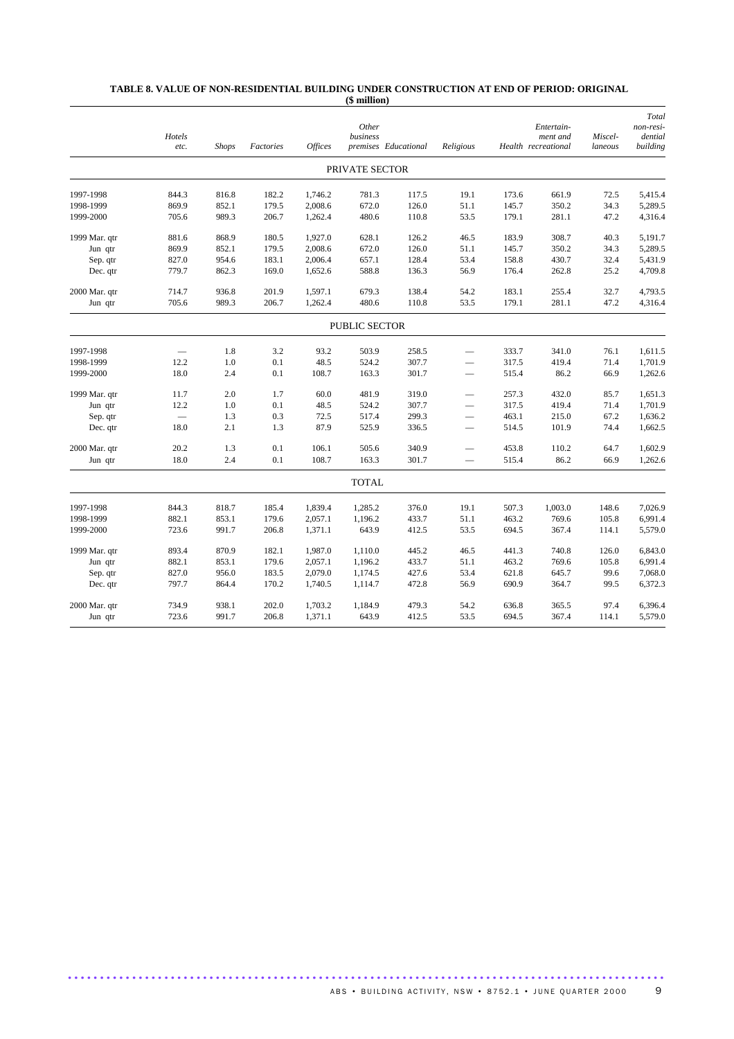**TABLE 8. VALUE OF NON-RESIDENTIAL BUILDING UNDER CONSTRUCTION AT END OF PERIOD: ORIGINAL**
**($ million)**

| | *Hotels etc.* | *Shops* | *Factories* | *Offices* | *Other business premises* | *Educational* | *Religious* | *Health* | *Entertain-ment and recreational* | *Miscel-laneous* | *Total non-resi-dential building* |
|---|---|---|---|---|---|---|---|---|---|---|---|
| | | | | | PRIVATE SECTOR | | | | | | |
| 1997-1998 | 844.3 | 816.8 | 182.2 | 1,746.2 | 781.3 | 117.5 | 19.1 | 173.6 | 661.9 | 72.5 | 5,415.4 |
| 1998-1999 | 869.9 | 852.1 | 179.5 | 2,008.6 | 672.0 | 126.0 | 51.1 | 145.7 | 350.2 | 34.3 | 5,289.5 |
| 1999-2000 | 705.6 | 989.3 | 206.7 | 1,262.4 | 480.6 | 110.8 | 53.5 | 179.1 | 281.1 | 47.2 | 4,316.4 |
| 1999 Mar. qtr | 881.6 | 868.9 | 180.5 | 1,927.0 | 628.1 | 126.2 | 46.5 | 183.9 | 308.7 | 40.3 | 5,191.7 |
| Jun qtr | 869.9 | 852.1 | 179.5 | 2,008.6 | 672.0 | 126.0 | 51.1 | 145.7 | 350.2 | 34.3 | 5,289.5 |
| Sep. qtr | 827.0 | 954.6 | 183.1 | 2,006.4 | 657.1 | 128.4 | 53.4 | 158.8 | 430.7 | 32.4 | 5,431.9 |
| Dec. qtr | 779.7 | 862.3 | 169.0 | 1,652.6 | 588.8 | 136.3 | 56.9 | 176.4 | 262.8 | 25.2 | 4,709.8 |
| 2000 Mar. qtr | 714.7 | 936.8 | 201.9 | 1,597.1 | 679.3 | 138.4 | 54.2 | 183.1 | 255.4 | 32.7 | 4,793.5 |
| Jun qtr | 705.6 | 989.3 | 206.7 | 1,262.4 | 480.6 | 110.8 | 53.5 | 179.1 | 281.1 | 47.2 | 4,316.4 |
| | | | | | PUBLIC SECTOR | | | | | | |
| 1997-1998 | — | 1.8 | 3.2 | 93.2 | 503.9 | 258.5 | — | 333.7 | 341.0 | 76.1 | 1,611.5 |
| 1998-1999 | 12.2 | 1.0 | 0.1 | 48.5 | 524.2 | 307.7 | — | 317.5 | 419.4 | 71.4 | 1,701.9 |
| 1999-2000 | 18.0 | 2.4 | 0.1 | 108.7 | 163.3 | 301.7 | — | 515.4 | 86.2 | 66.9 | 1,262.6 |
| 1999 Mar. qtr | 11.7 | 2.0 | 1.7 | 60.0 | 481.9 | 319.0 | — | 257.3 | 432.0 | 85.7 | 1,651.3 |
| Jun qtr | 12.2 | 1.0 | 0.1 | 48.5 | 524.2 | 307.7 | — | 317.5 | 419.4 | 71.4 | 1,701.9 |
| Sep. qtr | — | 1.3 | 0.3 | 72.5 | 517.4 | 299.3 | — | 463.1 | 215.0 | 67.2 | 1,636.2 |
| Dec. qtr | 18.0 | 2.1 | 1.3 | 87.9 | 525.9 | 336.5 | — | 514.5 | 101.9 | 74.4 | 1,662.5 |
| 2000 Mar. qtr | 20.2 | 1.3 | 0.1 | 106.1 | 505.6 | 340.9 | — | 453.8 | 110.2 | 64.7 | 1,602.9 |
| Jun qtr | 18.0 | 2.4 | 0.1 | 108.7 | 163.3 | 301.7 | — | 515.4 | 86.2 | 66.9 | 1,262.6 |
| | | | | | TOTAL | | | | | | |
| 1997-1998 | 844.3 | 818.7 | 185.4 | 1,839.4 | 1,285.2 | 376.0 | 19.1 | 507.3 | 1,003.0 | 148.6 | 7,026.9 |
| 1998-1999 | 882.1 | 853.1 | 179.6 | 2,057.1 | 1,196.2 | 433.7 | 51.1 | 463.2 | 769.6 | 105.8 | 6,991.4 |
| 1999-2000 | 723.6 | 991.7 | 206.8 | 1,371.1 | 643.9 | 412.5 | 53.5 | 694.5 | 367.4 | 114.1 | 5,579.0 |
| 1999 Mar. qtr | 893.4 | 870.9 | 182.1 | 1,987.0 | 1,110.0 | 445.2 | 46.5 | 441.3 | 740.8 | 126.0 | 6,843.0 |
| Jun qtr | 882.1 | 853.1 | 179.6 | 2,057.1 | 1,196.2 | 433.7 | 51.1 | 463.2 | 769.6 | 105.8 | 6,991.4 |
| Sep. qtr | 827.0 | 956.0 | 183.5 | 2,079.0 | 1,174.5 | 427.6 | 53.4 | 621.8 | 645.7 | 99.6 | 7,068.0 |
| Dec. qtr | 797.7 | 864.4 | 170.2 | 1,740.5 | 1,114.7 | 472.8 | 56.9 | 690.9 | 364.7 | 99.5 | 6,372.3 |
| 2000 Mar. qtr | 734.9 | 938.1 | 202.0 | 1,703.2 | 1,184.9 | 479.3 | 54.2 | 636.8 | 365.5 | 97.4 | 6,396.4 |
| Jun qtr | 723.6 | 991.7 | 206.8 | 1,371.1 | 643.9 | 412.5 | 53.5 | 694.5 | 367.4 | 114.1 | 5,579.0 |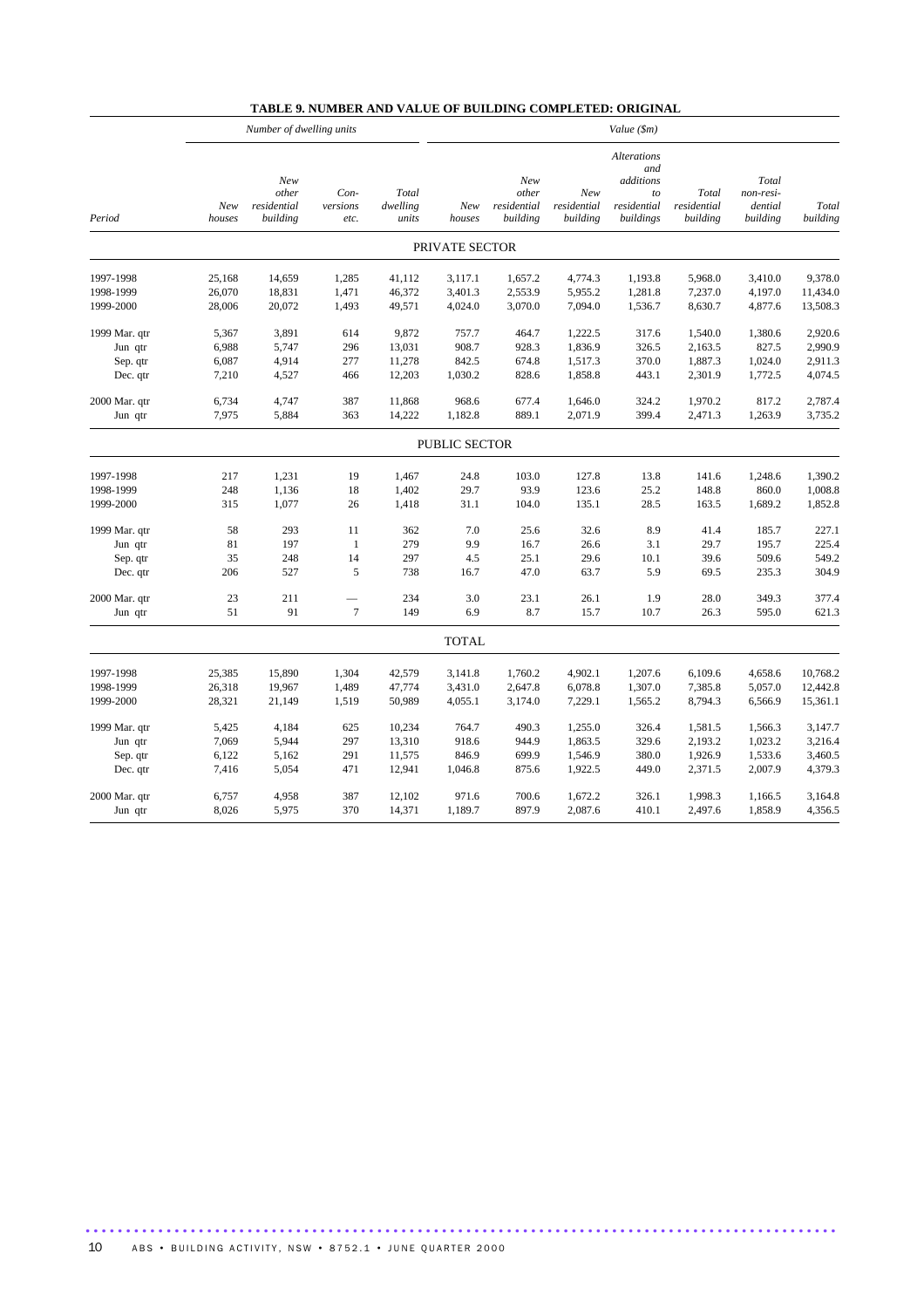**TABLE 9. NUMBER AND VALUE OF BUILDING COMPLETED: ORIGINAL**

| | *Number of dwelling units* | | | | *Value ($m)* | | | | | | |
|---|---|---|---|---|---|---|---|---|---|---|---|
| *Period* | *New houses* | *New other residential building* | *Con-versions etc.* | *Total dwelling units* | *New houses* | *New other residential building* | *New residential building* | *Alterations and additions to residential buildings* | *Total residential building* | *Total non-resi-dential building* | *Total building* |
| | | | | | PRIVATE SECTOR | | | | | | |
| 1997-1998 | 25,168 | 14,659 | 1,285 | 41,112 | 3,117.1 | 1,657.2 | 4,774.3 | 1,193.8 | 5,968.0 | 3,410.0 | 9,378.0 |
| 1998-1999 | 26,070 | 18,831 | 1,471 | 46,372 | 3,401.3 | 2,553.9 | 5,955.2 | 1,281.8 | 7,237.0 | 4,197.0 | 11,434.0 |
| 1999-2000 | 28,006 | 20,072 | 1,493 | 49,571 | 4,024.0 | 3,070.0 | 7,094.0 | 1,536.7 | 8,630.7 | 4,877.6 | 13,508.3 |
| 1999 Mar. qtr | 5,367 | 3,891 | 614 | 9,872 | 757.7 | 464.7 | 1,222.5 | 317.6 | 1,540.0 | 1,380.6 | 2,920.6 |
| Jun qtr | 6,988 | 5,747 | 296 | 13,031 | 908.7 | 928.3 | 1,836.9 | 326.5 | 2,163.5 | 827.5 | 2,990.9 |
| Sep. qtr | 6,087 | 4,914 | 277 | 11,278 | 842.5 | 674.8 | 1,517.3 | 370.0 | 1,887.3 | 1,024.0 | 2,911.3 |
| Dec. qtr | 7,210 | 4,527 | 466 | 12,203 | 1,030.2 | 828.6 | 1,858.8 | 443.1 | 2,301.9 | 1,772.5 | 4,074.5 |
| 2000 Mar. qtr | 6,734 | 4,747 | 387 | 11,868 | 968.6 | 677.4 | 1,646.0 | 324.2 | 1,970.2 | 817.2 | 2,787.4 |
| Jun qtr | 7,975 | 5,884 | 363 | 14,222 | 1,182.8 | 889.1 | 2,071.9 | 399.4 | 2,471.3 | 1,263.9 | 3,735.2 |
| | | | | | PUBLIC SECTOR | | | | | | |
| 1997-1998 | 217 | 1,231 | 19 | 1,467 | 24.8 | 103.0 | 127.8 | 13.8 | 141.6 | 1,248.6 | 1,390.2 |
| 1998-1999 | 248 | 1,136 | 18 | 1,402 | 29.7 | 93.9 | 123.6 | 25.2 | 148.8 | 860.0 | 1,008.8 |
| 1999-2000 | 315 | 1,077 | 26 | 1,418 | 31.1 | 104.0 | 135.1 | 28.5 | 163.5 | 1,689.2 | 1,852.8 |
| 1999 Mar. qtr | 58 | 293 | 11 | 362 | 7.0 | 25.6 | 32.6 | 8.9 | 41.4 | 185.7 | 227.1 |
| Jun qtr | 81 | 197 | 1 | 279 | 9.9 | 16.7 | 26.6 | 3.1 | 29.7 | 195.7 | 225.4 |
| Sep. qtr | 35 | 248 | 14 | 297 | 4.5 | 25.1 | 29.6 | 10.1 | 39.6 | 509.6 | 549.2 |
| Dec. qtr | 206 | 527 | 5 | 738 | 16.7 | 47.0 | 63.7 | 5.9 | 69.5 | 235.3 | 304.9 |
| 2000 Mar. qtr | 23 | 211 | — | 234 | 3.0 | 23.1 | 26.1 | 1.9 | 28.0 | 349.3 | 377.4 |
| Jun qtr | 51 | 91 | 7 | 149 | 6.9 | 8.7 | 15.7 | 10.7 | 26.3 | 595.0 | 621.3 |
| | | | | | TOTAL | | | | | | |
| 1997-1998 | 25,385 | 15,890 | 1,304 | 42,579 | 3,141.8 | 1,760.2 | 4,902.1 | 1,207.6 | 6,109.6 | 4,658.6 | 10,768.2 |
| 1998-1999 | 26,318 | 19,967 | 1,489 | 47,774 | 3,431.0 | 2,647.8 | 6,078.8 | 1,307.0 | 7,385.8 | 5,057.0 | 12,442.8 |
| 1999-2000 | 28,321 | 21,149 | 1,519 | 50,989 | 4,055.1 | 3,174.0 | 7,229.1 | 1,565.2 | 8,794.3 | 6,566.9 | 15,361.1 |
| 1999 Mar. qtr | 5,425 | 4,184 | 625 | 10,234 | 764.7 | 490.3 | 1,255.0 | 326.4 | 1,581.5 | 1,566.3 | 3,147.7 |
| Jun qtr | 7,069 | 5,944 | 297 | 13,310 | 918.6 | 944.9 | 1,863.5 | 329.6 | 2,193.2 | 1,023.2 | 3,216.4 |
| Sep. qtr | 6,122 | 5,162 | 291 | 11,575 | 846.9 | 699.9 | 1,546.9 | 380.0 | 1,926.9 | 1,533.6 | 3,460.5 |
| Dec. qtr | 7,416 | 5,054 | 471 | 12,941 | 1,046.8 | 875.6 | 1,922.5 | 449.0 | 2,371.5 | 2,007.9 | 4,379.3 |
| 2000 Mar. qtr | 6,757 | 4,958 | 387 | 12,102 | 971.6 | 700.6 | 1,672.2 | 326.1 | 1,998.3 | 1,166.5 | 3,164.8 |
| Jun qtr | 8,026 | 5,975 | 370 | 14,371 | 1,189.7 | 897.9 | 2,087.6 | 410.1 | 2,497.6 | 1,858.9 | 4,356.5 |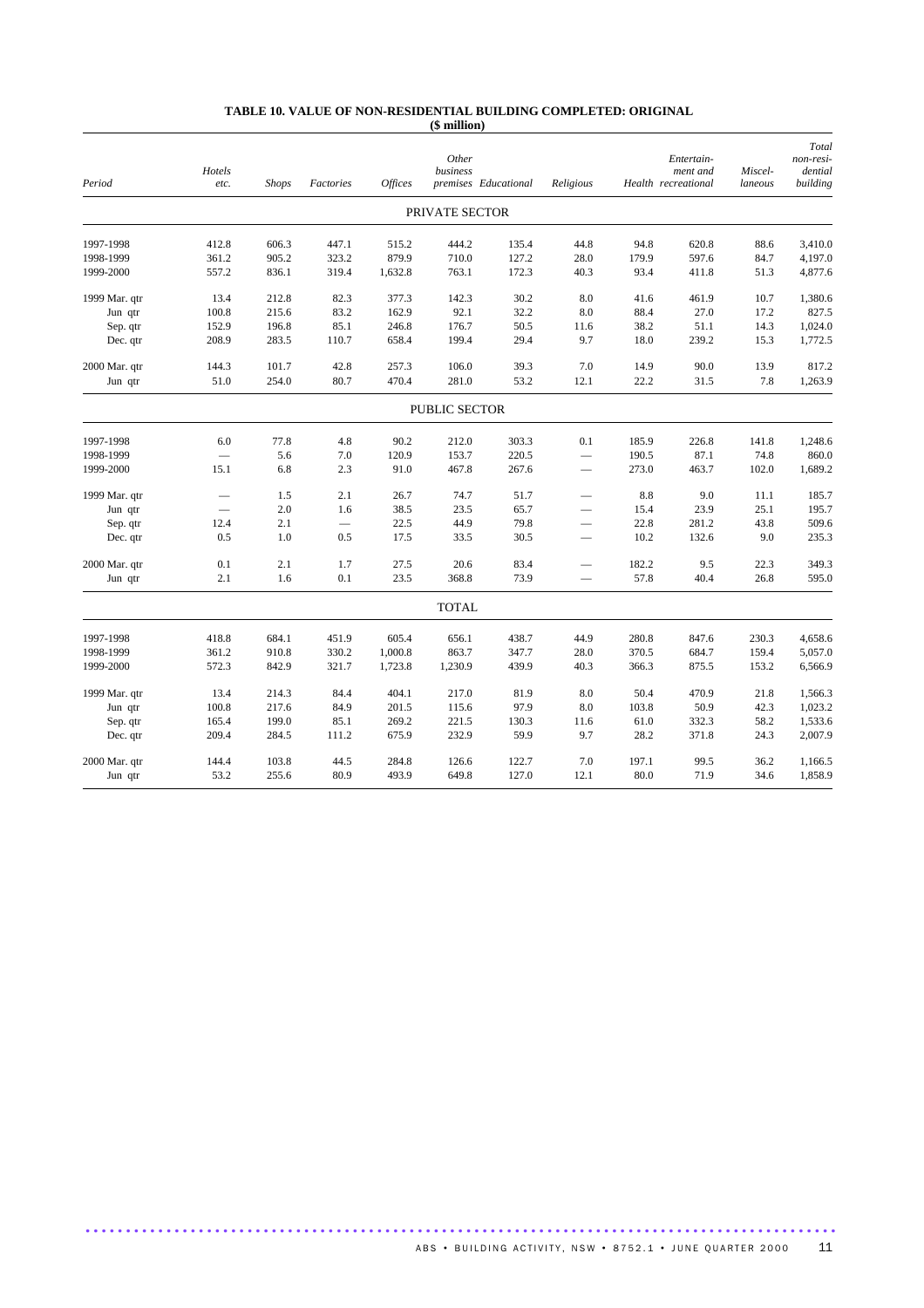**TABLE 10. VALUE OF NON-RESIDENTIAL BUILDING COMPLETED: ORIGINAL**
**($ million)**

| *Period* | *Hotels etc.* | *Shops* | *Factories* | *Offices* | *Other business premises* | *Educational* | *Religious* | *Health* | *Entertain-ment and recreational* | *Miscel-laneous* | *Total non-resi-dential building* |
|---|---|---|---|---|---|---|---|---|---|---|---|
| | | | | | PRIVATE SECTOR | | | | | | |
| 1997-1998 | 412.8 | 606.3 | 447.1 | 515.2 | 444.2 | 135.4 | 44.8 | 94.8 | 620.8 | 88.6 | 3,410.0 |
| 1998-1999 | 361.2 | 905.2 | 323.2 | 879.9 | 710.0 | 127.2 | 28.0 | 179.9 | 597.6 | 84.7 | 4,197.0 |
| 1999-2000 | 557.2 | 836.1 | 319.4 | 1,632.8 | 763.1 | 172.3 | 40.3 | 93.4 | 411.8 | 51.3 | 4,877.6 |
| 1999 Mar. qtr | 13.4 | 212.8 | 82.3 | 377.3 | 142.3 | 30.2 | 8.0 | 41.6 | 461.9 | 10.7 | 1,380.6 |
| Jun qtr | 100.8 | 215.6 | 83.2 | 162.9 | 92.1 | 32.2 | 8.0 | 88.4 | 27.0 | 17.2 | 827.5 |
| Sep. qtr | 152.9 | 196.8 | 85.1 | 246.8 | 176.7 | 50.5 | 11.6 | 38.2 | 51.1 | 14.3 | 1,024.0 |
| Dec. qtr | 208.9 | 283.5 | 110.7 | 658.4 | 199.4 | 29.4 | 9.7 | 18.0 | 239.2 | 15.3 | 1,772.5 |
| 2000 Mar. qtr | 144.3 | 101.7 | 42.8 | 257.3 | 106.0 | 39.3 | 7.0 | 14.9 | 90.0 | 13.9 | 817.2 |
| Jun qtr | 51.0 | 254.0 | 80.7 | 470.4 | 281.0 | 53.2 | 12.1 | 22.2 | 31.5 | 7.8 | 1,263.9 |
| | | | | | PUBLIC SECTOR | | | | | | |
| 1997-1998 | 6.0 | 77.8 | 4.8 | 90.2 | 212.0 | 303.3 | 0.1 | 185.9 | 226.8 | 141.8 | 1,248.6 |
| 1998-1999 | — | 5.6 | 7.0 | 120.9 | 153.7 | 220.5 | — | 190.5 | 87.1 | 74.8 | 860.0 |
| 1999-2000 | 15.1 | 6.8 | 2.3 | 91.0 | 467.8 | 267.6 | — | 273.0 | 463.7 | 102.0 | 1,689.2 |
| 1999 Mar. qtr | — | 1.5 | 2.1 | 26.7 | 74.7 | 51.7 | — | 8.8 | 9.0 | 11.1 | 185.7 |
| Jun qtr | — | 2.0 | 1.6 | 38.5 | 23.5 | 65.7 | — | 15.4 | 23.9 | 25.1 | 195.7 |
| Sep. qtr | 12.4 | 2.1 | — | 22.5 | 44.9 | 79.8 | — | 22.8 | 281.2 | 43.8 | 509.6 |
| Dec. qtr | 0.5 | 1.0 | 0.5 | 17.5 | 33.5 | 30.5 | — | 10.2 | 132.6 | 9.0 | 235.3 |
| 2000 Mar. qtr | 0.1 | 2.1 | 1.7 | 27.5 | 20.6 | 83.4 | — | 182.2 | 9.5 | 22.3 | 349.3 |
| Jun qtr | 2.1 | 1.6 | 0.1 | 23.5 | 368.8 | 73.9 | — | 57.8 | 40.4 | 26.8 | 595.0 |
| | | | | | TOTAL | | | | | | |
| 1997-1998 | 418.8 | 684.1 | 451.9 | 605.4 | 656.1 | 438.7 | 44.9 | 280.8 | 847.6 | 230.3 | 4,658.6 |
| 1998-1999 | 361.2 | 910.8 | 330.2 | 1,000.8 | 863.7 | 347.7 | 28.0 | 370.5 | 684.7 | 159.4 | 5,057.0 |
| 1999-2000 | 572.3 | 842.9 | 321.7 | 1,723.8 | 1,230.9 | 439.9 | 40.3 | 366.3 | 875.5 | 153.2 | 6,566.9 |
| 1999 Mar. qtr | 13.4 | 214.3 | 84.4 | 404.1 | 217.0 | 81.9 | 8.0 | 50.4 | 470.9 | 21.8 | 1,566.3 |
| Jun qtr | 100.8 | 217.6 | 84.9 | 201.5 | 115.6 | 97.9 | 8.0 | 103.8 | 50.9 | 42.3 | 1,023.2 |
| Sep. qtr | 165.4 | 199.0 | 85.1 | 269.2 | 221.5 | 130.3 | 11.6 | 61.0 | 332.3 | 58.2 | 1,533.6 |
| Dec. qtr | 209.4 | 284.5 | 111.2 | 675.9 | 232.9 | 59.9 | 9.7 | 28.2 | 371.8 | 24.3 | 2,007.9 |
| 2000 Mar. qtr | 144.4 | 103.8 | 44.5 | 284.8 | 126.6 | 122.7 | 7.0 | 197.1 | 99.5 | 36.2 | 1,166.5 |
| Jun qtr | 53.2 | 255.6 | 80.9 | 493.9 | 649.8 | 127.0 | 12.1 | 80.0 | 71.9 | 34.6 | 1,858.9 |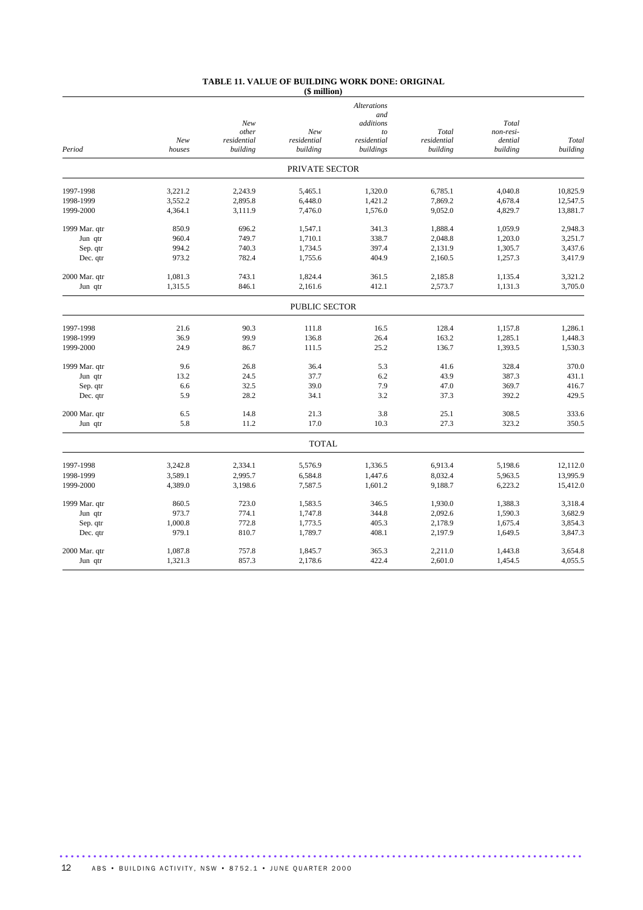# TABLE 11. VALUE OF BUILDING WORK DONE: ORIGINAL

($ million)

| Period | *New houses* | *New other residential building* | *New residential building* | *Alterations and additions to residential buildings* | *Total residential building* | *Total non-residential building* | *Total building* |
|---|---|---|---|---|---|---|---|
| | | | PRIVATE SECTOR | | | | |
| 1997-1998 | 3,221.2 | 2,243.9 | 5,465.1 | 1,320.0 | 6,785.1 | 4,040.8 | 10,825.9 |
| 1998-1999 | 3,552.2 | 2,895.8 | 6,448.0 | 1,421.2 | 7,869.2 | 4,678.4 | 12,547.5 |
| 1999-2000 | 4,364.1 | 3,111.9 | 7,476.0 | 1,576.0 | 9,052.0 | 4,829.7 | 13,881.7 |
| 1999 Mar. qtr | 850.9 | 696.2 | 1,547.1 | 341.3 | 1,888.4 | 1,059.9 | 2,948.3 |
| Jun qtr | 960.4 | 749.7 | 1,710.1 | 338.7 | 2,048.8 | 1,203.0 | 3,251.7 |
| Sep. qtr | 994.2 | 740.3 | 1,734.5 | 397.4 | 2,131.9 | 1,305.7 | 3,437.6 |
| Dec. qtr | 973.2 | 782.4 | 1,755.6 | 404.9 | 2,160.5 | 1,257.3 | 3,417.9 |
| 2000 Mar. qtr | 1,081.3 | 743.1 | 1,824.4 | 361.5 | 2,185.8 | 1,135.4 | 3,321.2 |
| Jun qtr | 1,315.5 | 846.1 | 2,161.6 | 412.1 | 2,573.7 | 1,131.3 | 3,705.0 |
| | | | PUBLIC SECTOR | | | | |
| 1997-1998 | 21.6 | 90.3 | 111.8 | 16.5 | 128.4 | 1,157.8 | 1,286.1 |
| 1998-1999 | 36.9 | 99.9 | 136.8 | 26.4 | 163.2 | 1,285.1 | 1,448.3 |
| 1999-2000 | 24.9 | 86.7 | 111.5 | 25.2 | 136.7 | 1,393.5 | 1,530.3 |
| 1999 Mar. qtr | 9.6 | 26.8 | 36.4 | 5.3 | 41.6 | 328.4 | 370.0 |
| Jun qtr | 13.2 | 24.5 | 37.7 | 6.2 | 43.9 | 387.3 | 431.1 |
| Sep. qtr | 6.6 | 32.5 | 39.0 | 7.9 | 47.0 | 369.7 | 416.7 |
| Dec. qtr | 5.9 | 28.2 | 34.1 | 3.2 | 37.3 | 392.2 | 429.5 |
| 2000 Mar. qtr | 6.5 | 14.8 | 21.3 | 3.8 | 25.1 | 308.5 | 333.6 |
| Jun qtr | 5.8 | 11.2 | 17.0 | 10.3 | 27.3 | 323.2 | 350.5 |
| | | | TOTAL | | | | |
| 1997-1998 | 3,242.8 | 2,334.1 | 5,576.9 | 1,336.5 | 6,913.4 | 5,198.6 | 12,112.0 |
| 1998-1999 | 3,589.1 | 2,995.7 | 6,584.8 | 1,447.6 | 8,032.4 | 5,963.5 | 13,995.9 |
| 1999-2000 | 4,389.0 | 3,198.6 | 7,587.5 | 1,601.2 | 9,188.7 | 6,223.2 | 15,412.0 |
| 1999 Mar. qtr | 860.5 | 723.0 | 1,583.5 | 346.5 | 1,930.0 | 1,388.3 | 3,318.4 |
| Jun qtr | 973.7 | 774.1 | 1,747.8 | 344.8 | 2,092.6 | 1,590.3 | 3,682.9 |
| Sep. qtr | 1,000.8 | 772.8 | 1,773.5 | 405.3 | 2,178.9 | 1,675.4 | 3,854.3 |
| Dec. qtr | 979.1 | 810.7 | 1,789.7 | 408.1 | 2,197.9 | 1,649.5 | 3,847.3 |
| 2000 Mar. qtr | 1,087.8 | 757.8 | 1,845.7 | 365.3 | 2,211.0 | 1,443.8 | 3,654.8 |
| Jun qtr | 1,321.3 | 857.3 | 2,178.6 | 422.4 | 2,601.0 | 1,454.5 | 4,055.5 |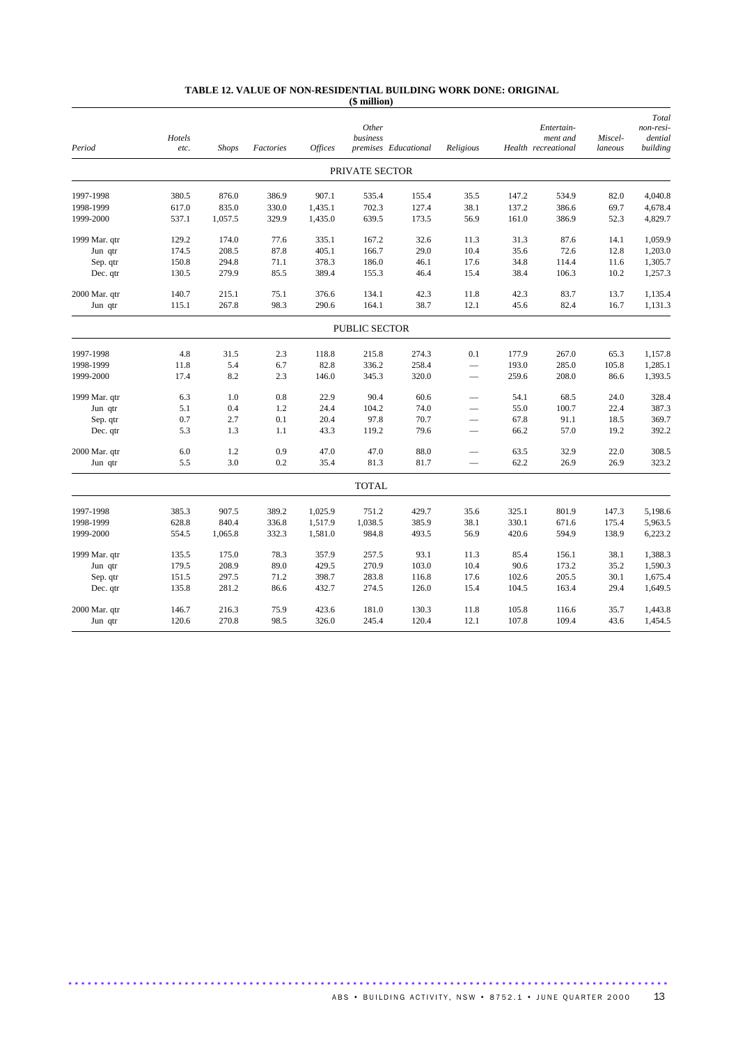# TABLE 12. VALUE OF NON-RESIDENTIAL BUILDING WORK DONE: ORIGINAL

(\$ million)

| Period | Hotels etc. | Shops | Factories | Offices | Other business premises | Educational | Religious | Health | Entertain-ment and recreational | Miscel-laneous | Total non-resi-dential building |
|---|---|---|---|---|---|---|---|---|---|---|---|
| | | | | | PRIVATE SECTOR | | | | | | |
| 1997-1998 | 380.5 | 876.0 | 386.9 | 907.1 | 535.4 | 155.4 | 35.5 | 147.2 | 534.9 | 82.0 | 4,040.8 |
| 1998-1999 | 617.0 | 835.0 | 330.0 | 1,435.1 | 702.3 | 127.4 | 38.1 | 137.2 | 386.6 | 69.7 | 4,678.4 |
| 1999-2000 | 537.1 | 1,057.5 | 329.9 | 1,435.0 | 639.5 | 173.5 | 56.9 | 161.0 | 386.9 | 52.3 | 4,829.7 |
| 1999 Mar. qtr | 129.2 | 174.0 | 77.6 | 335.1 | 167.2 | 32.6 | 11.3 | 31.3 | 87.6 | 14.1 | 1,059.9 |
| Jun qtr | 174.5 | 208.5 | 87.8 | 405.1 | 166.7 | 29.0 | 10.4 | 35.6 | 72.6 | 12.8 | 1,203.0 |
| Sep. qtr | 150.8 | 294.8 | 71.1 | 378.3 | 186.0 | 46.1 | 17.6 | 34.8 | 114.4 | 11.6 | 1,305.7 |
| Dec. qtr | 130.5 | 279.9 | 85.5 | 389.4 | 155.3 | 46.4 | 15.4 | 38.4 | 106.3 | 10.2 | 1,257.3 |
| 2000 Mar. qtr | 140.7 | 215.1 | 75.1 | 376.6 | 134.1 | 42.3 | 11.8 | 42.3 | 83.7 | 13.7 | 1,135.4 |
| Jun qtr | 115.1 | 267.8 | 98.3 | 290.6 | 164.1 | 38.7 | 12.1 | 45.6 | 82.4 | 16.7 | 1,131.3 |
| | | | | | PUBLIC SECTOR | | | | | | |
| 1997-1998 | 4.8 | 31.5 | 2.3 | 118.8 | 215.8 | 274.3 | 0.1 | 177.9 | 267.0 | 65.3 | 1,157.8 |
| 1998-1999 | 11.8 | 5.4 | 6.7 | 82.8 | 336.2 | 258.4 | — | 193.0 | 285.0 | 105.8 | 1,285.1 |
| 1999-2000 | 17.4 | 8.2 | 2.3 | 146.0 | 345.3 | 320.0 | — | 259.6 | 208.0 | 86.6 | 1,393.5 |
| 1999 Mar. qtr | 6.3 | 1.0 | 0.8 | 22.9 | 90.4 | 60.6 | — | 54.1 | 68.5 | 24.0 | 328.4 |
| Jun qtr | 5.1 | 0.4 | 1.2 | 24.4 | 104.2 | 74.0 | — | 55.0 | 100.7 | 22.4 | 387.3 |
| Sep. qtr | 0.7 | 2.7 | 0.1 | 20.4 | 97.8 | 70.7 | — | 67.8 | 91.1 | 18.5 | 369.7 |
| Dec. qtr | 5.3 | 1.3 | 1.1 | 43.3 | 119.2 | 79.6 | — | 66.2 | 57.0 | 19.2 | 392.2 |
| 2000 Mar. qtr | 6.0 | 1.2 | 0.9 | 47.0 | 47.0 | 88.0 | — | 63.5 | 32.9 | 22.0 | 308.5 |
| Jun qtr | 5.5 | 3.0 | 0.2 | 35.4 | 81.3 | 81.7 | — | 62.2 | 26.9 | 26.9 | 323.2 |
| | | | | | TOTAL | | | | | | |
| 1997-1998 | 385.3 | 907.5 | 389.2 | 1,025.9 | 751.2 | 429.7 | 35.6 | 325.1 | 801.9 | 147.3 | 5,198.6 |
| 1998-1999 | 628.8 | 840.4 | 336.8 | 1,517.9 | 1,038.5 | 385.9 | 38.1 | 330.1 | 671.6 | 175.4 | 5,963.5 |
| 1999-2000 | 554.5 | 1,065.8 | 332.3 | 1,581.0 | 984.8 | 493.5 | 56.9 | 420.6 | 594.9 | 138.9 | 6,223.2 |
| 1999 Mar. qtr | 135.5 | 175.0 | 78.3 | 357.9 | 257.5 | 93.1 | 11.3 | 85.4 | 156.1 | 38.1 | 1,388.3 |
| Jun qtr | 179.5 | 208.9 | 89.0 | 429.5 | 270.9 | 103.0 | 10.4 | 90.6 | 173.2 | 35.2 | 1,590.3 |
| Sep. qtr | 151.5 | 297.5 | 71.2 | 398.7 | 283.8 | 116.8 | 17.6 | 102.6 | 205.5 | 30.1 | 1,675.4 |
| Dec. qtr | 135.8 | 281.2 | 86.6 | 432.7 | 274.5 | 126.0 | 15.4 | 104.5 | 163.4 | 29.4 | 1,649.5 |
| 2000 Mar. qtr | 146.7 | 216.3 | 75.9 | 423.6 | 181.0 | 130.3 | 11.8 | 105.8 | 116.6 | 35.7 | 1,443.8 |
| Jun qtr | 120.6 | 270.8 | 98.5 | 326.0 | 245.4 | 120.4 | 12.1 | 107.8 | 109.4 | 43.6 | 1,454.5 |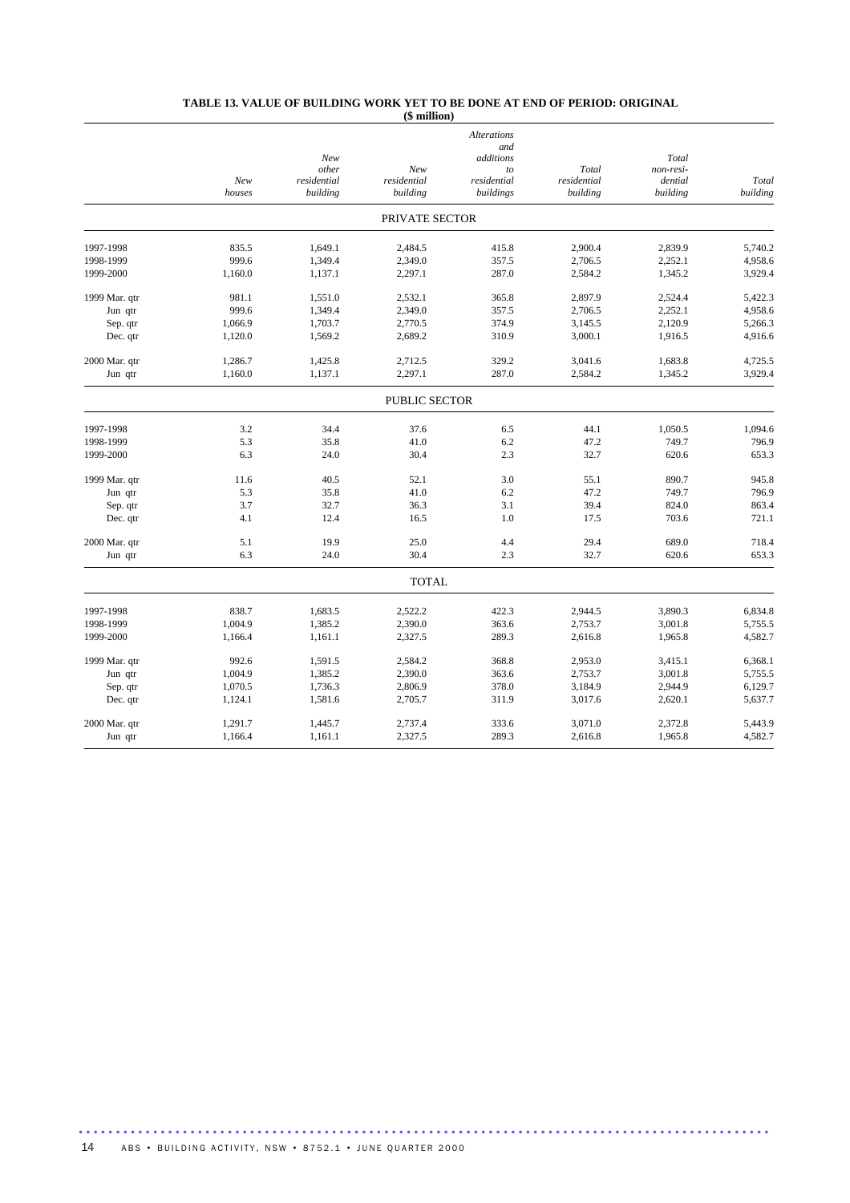**TABLE 13. VALUE OF BUILDING WORK YET TO BE DONE AT END OF PERIOD: ORIGINAL**
**($ million)**

| | *New houses* | *New other residential building* | *New residential building* | *Alterations and additions to residential buildings* | *Total residential building* | *Total non-residential building* | *Total building* |
|---|---|---|---|---|---|---|---|
| | | | PRIVATE SECTOR | | | | |
| 1997-1998 | 835.5 | 1,649.1 | 2,484.5 | 415.8 | 2,900.4 | 2,839.9 | 5,740.2 |
| 1998-1999 | 999.6 | 1,349.4 | 2,349.0 | 357.5 | 2,706.5 | 2,252.1 | 4,958.6 |
| 1999-2000 | 1,160.0 | 1,137.1 | 2,297.1 | 287.0 | 2,584.2 | 1,345.2 | 3,929.4 |
| 1999 Mar. qtr | 981.1 | 1,551.0 | 2,532.1 | 365.8 | 2,897.9 | 2,524.4 | 5,422.3 |
| Jun qtr | 999.6 | 1,349.4 | 2,349.0 | 357.5 | 2,706.5 | 2,252.1 | 4,958.6 |
| Sep. qtr | 1,066.9 | 1,703.7 | 2,770.5 | 374.9 | 3,145.5 | 2,120.9 | 5,266.3 |
| Dec. qtr | 1,120.0 | 1,569.2 | 2,689.2 | 310.9 | 3,000.1 | 1,916.5 | 4,916.6 |
| 2000 Mar. qtr | 1,286.7 | 1,425.8 | 2,712.5 | 329.2 | 3,041.6 | 1,683.8 | 4,725.5 |
| Jun qtr | 1,160.0 | 1,137.1 | 2,297.1 | 287.0 | 2,584.2 | 1,345.2 | 3,929.4 |
| | | | PUBLIC SECTOR | | | | |
| 1997-1998 | 3.2 | 34.4 | 37.6 | 6.5 | 44.1 | 1,050.5 | 1,094.6 |
| 1998-1999 | 5.3 | 35.8 | 41.0 | 6.2 | 47.2 | 749.7 | 796.9 |
| 1999-2000 | 6.3 | 24.0 | 30.4 | 2.3 | 32.7 | 620.6 | 653.3 |
| 1999 Mar. qtr | 11.6 | 40.5 | 52.1 | 3.0 | 55.1 | 890.7 | 945.8 |
| Jun qtr | 5.3 | 35.8 | 41.0 | 6.2 | 47.2 | 749.7 | 796.9 |
| Sep. qtr | 3.7 | 32.7 | 36.3 | 3.1 | 39.4 | 824.0 | 863.4 |
| Dec. qtr | 4.1 | 12.4 | 16.5 | 1.0 | 17.5 | 703.6 | 721.1 |
| 2000 Mar. qtr | 5.1 | 19.9 | 25.0 | 4.4 | 29.4 | 689.0 | 718.4 |
| Jun qtr | 6.3 | 24.0 | 30.4 | 2.3 | 32.7 | 620.6 | 653.3 |
| | | | TOTAL | | | | |
| 1997-1998 | 838.7 | 1,683.5 | 2,522.2 | 422.3 | 2,944.5 | 3,890.3 | 6,834.8 |
| 1998-1999 | 1,004.9 | 1,385.2 | 2,390.0 | 363.6 | 2,753.7 | 3,001.8 | 5,755.5 |
| 1999-2000 | 1,166.4 | 1,161.1 | 2,327.5 | 289.3 | 2,616.8 | 1,965.8 | 4,582.7 |
| 1999 Mar. qtr | 992.6 | 1,591.5 | 2,584.2 | 368.8 | 2,953.0 | 3,415.1 | 6,368.1 |
| Jun qtr | 1,004.9 | 1,385.2 | 2,390.0 | 363.6 | 2,753.7 | 3,001.8 | 5,755.5 |
| Sep. qtr | 1,070.5 | 1,736.3 | 2,806.9 | 378.0 | 3,184.9 | 2,944.9 | 6,129.7 |
| Dec. qtr | 1,124.1 | 1,581.6 | 2,705.7 | 311.9 | 3,017.6 | 2,620.1 | 5,637.7 |
| 2000 Mar. qtr | 1,291.7 | 1,445.7 | 2,737.4 | 333.6 | 3,071.0 | 2,372.8 | 5,443.9 |
| Jun qtr | 1,166.4 | 1,161.1 | 2,327.5 | 289.3 | 2,616.8 | 1,965.8 | 4,582.7 |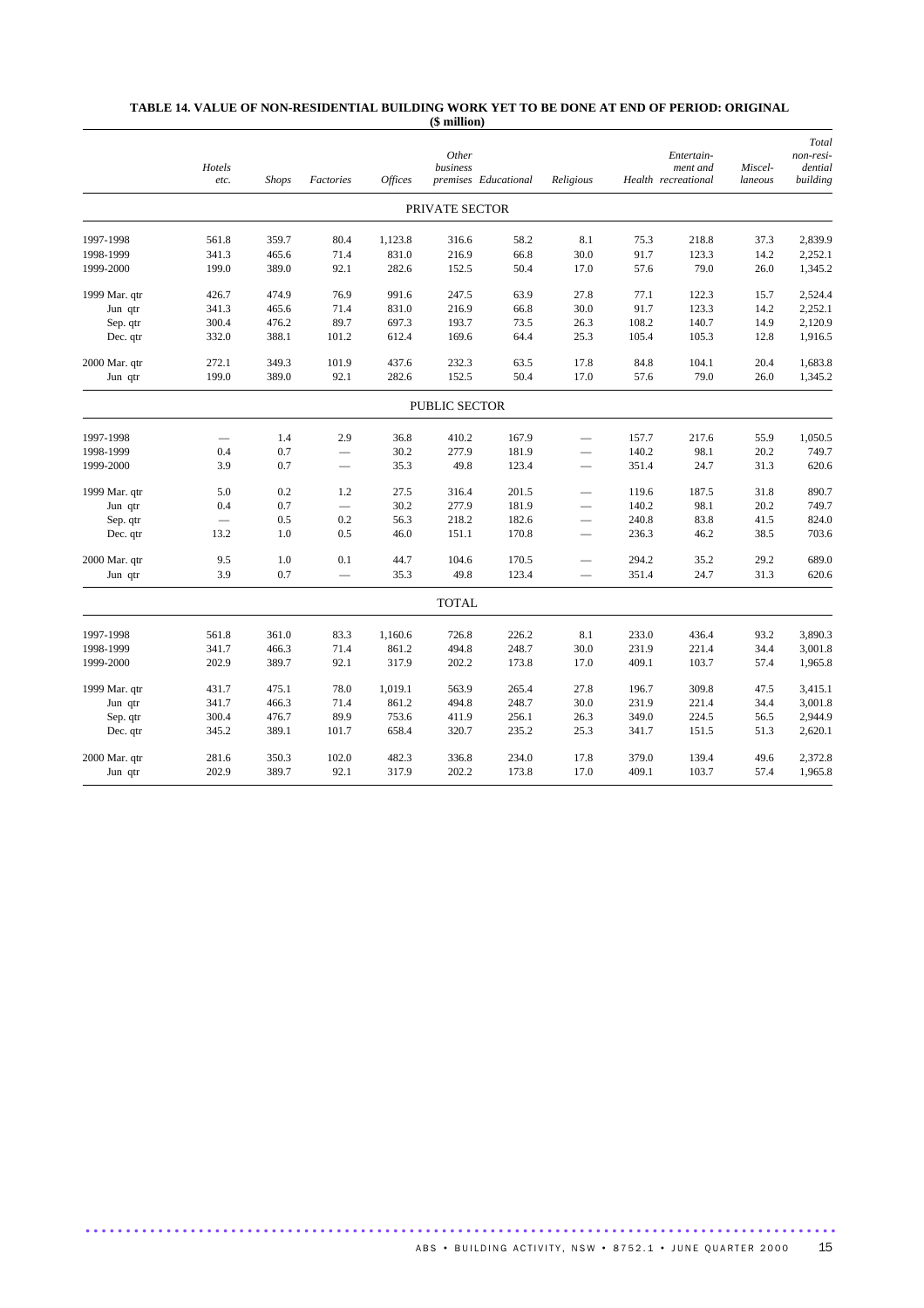**TABLE 14. VALUE OF NON-RESIDENTIAL BUILDING WORK YET TO BE DONE AT END OF PERIOD: ORIGINAL**
**($ million)**

| | *Hotels etc.* | *Shops* | *Factories* | *Offices* | *Other business premises* | *Educational* | *Religious* | *Health* | *Entertain-ment and recreational* | *Miscel-laneous* | *Total non-resi-dential building* |
|---|---|---|---|---|---|---|---|---|---|---|---|
| | | | | | **PRIVATE SECTOR** | | | | | | |
| 1997-1998 | 561.8 | 359.7 | 80.4 | 1,123.8 | 316.6 | 58.2 | 8.1 | 75.3 | 218.8 | 37.3 | 2,839.9 |
| 1998-1999 | 341.3 | 465.6 | 71.4 | 831.0 | 216.9 | 66.8 | 30.0 | 91.7 | 123.3 | 14.2 | 2,252.1 |
| 1999-2000 | 199.0 | 389.0 | 92.1 | 282.6 | 152.5 | 50.4 | 17.0 | 57.6 | 79.0 | 26.0 | 1,345.2 |
| 1999 Mar. qtr | 426.7 | 474.9 | 76.9 | 991.6 | 247.5 | 63.9 | 27.8 | 77.1 | 122.3 | 15.7 | 2,524.4 |
| Jun qtr | 341.3 | 465.6 | 71.4 | 831.0 | 216.9 | 66.8 | 30.0 | 91.7 | 123.3 | 14.2 | 2,252.1 |
| Sep. qtr | 300.4 | 476.2 | 89.7 | 697.3 | 193.7 | 73.5 | 26.3 | 108.2 | 140.7 | 14.9 | 2,120.9 |
| Dec. qtr | 332.0 | 388.1 | 101.2 | 612.4 | 169.6 | 64.4 | 25.3 | 105.4 | 105.3 | 12.8 | 1,916.5 |
| 2000 Mar. qtr | 272.1 | 349.3 | 101.9 | 437.6 | 232.3 | 63.5 | 17.8 | 84.8 | 104.1 | 20.4 | 1,683.8 |
| Jun qtr | 199.0 | 389.0 | 92.1 | 282.6 | 152.5 | 50.4 | 17.0 | 57.6 | 79.0 | 26.0 | 1,345.2 |
| | | | | | **PUBLIC SECTOR** | | | | | | |
| 1997-1998 | — | 1.4 | 2.9 | 36.8 | 410.2 | 167.9 | — | 157.7 | 217.6 | 55.9 | 1,050.5 |
| 1998-1999 | 0.4 | 0.7 | — | 30.2 | 277.9 | 181.9 | — | 140.2 | 98.1 | 20.2 | 749.7 |
| 1999-2000 | 3.9 | 0.7 | — | 35.3 | 49.8 | 123.4 | — | 351.4 | 24.7 | 31.3 | 620.6 |
| 1999 Mar. qtr | 5.0 | 0.2 | 1.2 | 27.5 | 316.4 | 201.5 | — | 119.6 | 187.5 | 31.8 | 890.7 |
| Jun qtr | 0.4 | 0.7 | — | 30.2 | 277.9 | 181.9 | — | 140.2 | 98.1 | 20.2 | 749.7 |
| Sep. qtr | — | 0.5 | 0.2 | 56.3 | 218.2 | 182.6 | — | 240.8 | 83.8 | 41.5 | 824.0 |
| Dec. qtr | 13.2 | 1.0 | 0.5 | 46.0 | 151.1 | 170.8 | — | 236.3 | 46.2 | 38.5 | 703.6 |
| 2000 Mar. qtr | 9.5 | 1.0 | 0.1 | 44.7 | 104.6 | 170.5 | — | 294.2 | 35.2 | 29.2 | 689.0 |
| Jun qtr | 3.9 | 0.7 | — | 35.3 | 49.8 | 123.4 | — | 351.4 | 24.7 | 31.3 | 620.6 |
| | | | | | **TOTAL** | | | | | | |
| 1997-1998 | 561.8 | 361.0 | 83.3 | 1,160.6 | 726.8 | 226.2 | 8.1 | 233.0 | 436.4 | 93.2 | 3,890.3 |
| 1998-1999 | 341.7 | 466.3 | 71.4 | 861.2 | 494.8 | 248.7 | 30.0 | 231.9 | 221.4 | 34.4 | 3,001.8 |
| 1999-2000 | 202.9 | 389.7 | 92.1 | 317.9 | 202.2 | 173.8 | 17.0 | 409.1 | 103.7 | 57.4 | 1,965.8 |
| 1999 Mar. qtr | 431.7 | 475.1 | 78.0 | 1,019.1 | 563.9 | 265.4 | 27.8 | 196.7 | 309.8 | 47.5 | 3,415.1 |
| Jun qtr | 341.7 | 466.3 | 71.4 | 861.2 | 494.8 | 248.7 | 30.0 | 231.9 | 221.4 | 34.4 | 3,001.8 |
| Sep. qtr | 300.4 | 476.7 | 89.9 | 753.6 | 411.9 | 256.1 | 26.3 | 349.0 | 224.5 | 56.5 | 2,944.9 |
| Dec. qtr | 345.2 | 389.1 | 101.7 | 658.4 | 320.7 | 235.2 | 25.3 | 341.7 | 151.5 | 51.3 | 2,620.1 |
| 2000 Mar. qtr | 281.6 | 350.3 | 102.0 | 482.3 | 336.8 | 234.0 | 17.8 | 379.0 | 139.4 | 49.6 | 2,372.8 |
| Jun qtr | 202.9 | 389.7 | 92.1 | 317.9 | 202.2 | 173.8 | 17.0 | 409.1 | 103.7 | 57.4 | 1,965.8 |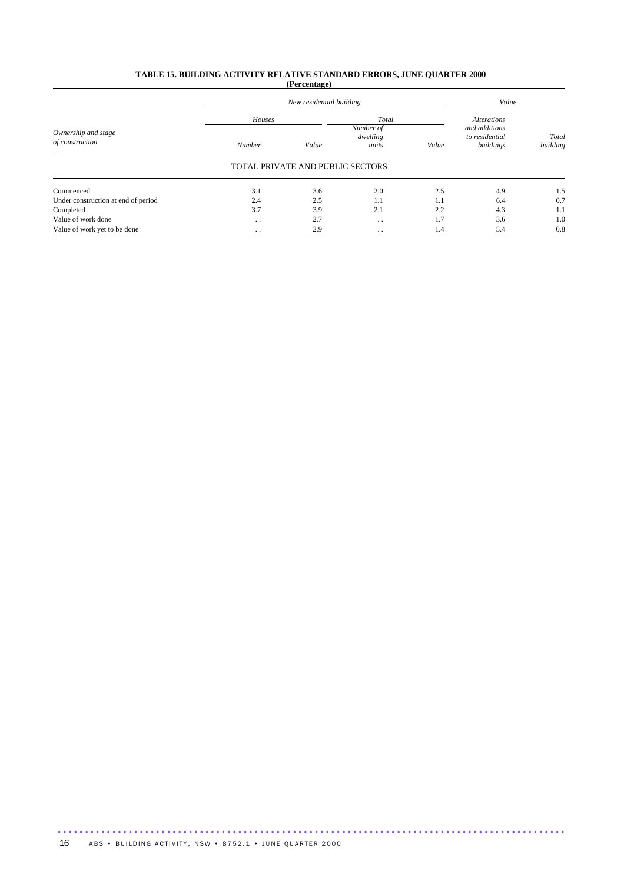**TABLE 15. BUILDING ACTIVITY RELATIVE STANDARD ERRORS, JUNE QUARTER 2000**
**(Percentage)**

| *Ownership and stage of construction* | *New residential building* | | | | *Value* | |
|---|---|---|---|---|---|---|
| | *Houses* | | *Total* | | | |
| | *Number* | *Value* | *Number of dwelling units* | *Value* | *Alterations and additions to residential buildings* | *Total building* |
| TOTAL PRIVATE AND PUBLIC SECTORS | | | | | | |
| Commenced | 3.1 | 3.6 | 2.0 | 2.5 | 4.9 | 1.5 |
| Under construction at end of period | 2.4 | 2.5 | 1.1 | 1.1 | 6.4 | 0.7 |
| Completed | 3.7 | 3.9 | 2.1 | 2.2 | 4.3 | 1.1 |
| Value of work done | . . | 2.7 | . . | 1.7 | 3.6 | 1.0 |
| Value of work yet to be done | . . | 2.9 | . . | 1.4 | 5.4 | 0.8 |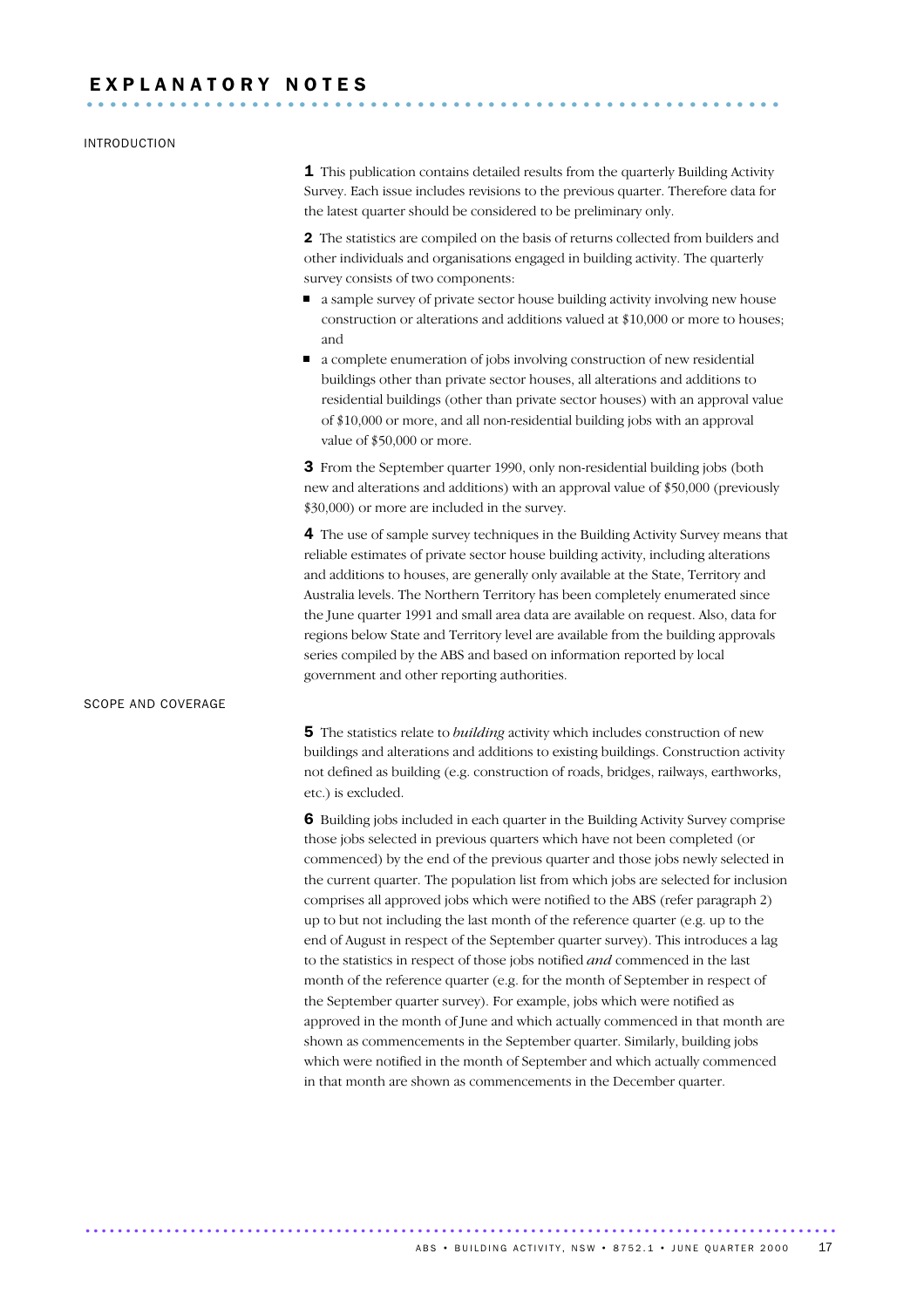# EXPLANATORY NOTES

## INTRODUCTION

**1** This publication contains detailed results from the quarterly Building Activity Survey. Each issue includes revisions to the previous quarter. Therefore data for the latest quarter should be considered to be preliminary only.

**2** The statistics are compiled on the basis of returns collected from builders and other individuals and organisations engaged in building activity. The quarterly survey consists of two components:

- a sample survey of private sector house building activity involving new house construction or alterations and additions valued at $10,000 or more to houses; and
- a complete enumeration of jobs involving construction of new residential buildings other than private sector houses, all alterations and additions to residential buildings (other than private sector houses) with an approval value of $10,000 or more, and all non-residential building jobs with an approval value of $50,000 or more.

**3** From the September quarter 1990, only non-residential building jobs (both new and alterations and additions) with an approval value of $50,000 (previously $30,000) or more are included in the survey.

**4** The use of sample survey techniques in the Building Activity Survey means that reliable estimates of private sector house building activity, including alterations and additions to houses, are generally only available at the State, Territory and Australia levels. The Northern Territory has been completely enumerated since the June quarter 1991 and small area data are available on request. Also, data for regions below State and Territory level are available from the building approvals series compiled by the ABS and based on information reported by local government and other reporting authorities.

## SCOPE AND COVERAGE

**5** The statistics relate to *building* activity which includes construction of new buildings and alterations and additions to existing buildings. Construction activity not defined as building (e.g. construction of roads, bridges, railways, earthworks, etc.) is excluded.

**6** Building jobs included in each quarter in the Building Activity Survey comprise those jobs selected in previous quarters which have not been completed (or commenced) by the end of the previous quarter and those jobs newly selected in the current quarter. The population list from which jobs are selected for inclusion comprises all approved jobs which were notified to the ABS (refer paragraph 2) up to but not including the last month of the reference quarter (e.g. up to the end of August in respect of the September quarter survey). This introduces a lag to the statistics in respect of those jobs notified *and* commenced in the last month of the reference quarter (e.g. for the month of September in respect of the September quarter survey). For example, jobs which were notified as approved in the month of June and which actually commenced in that month are shown as commencements in the September quarter. Similarly, building jobs which were notified in the month of September and which actually commenced in that month are shown as commencements in the December quarter.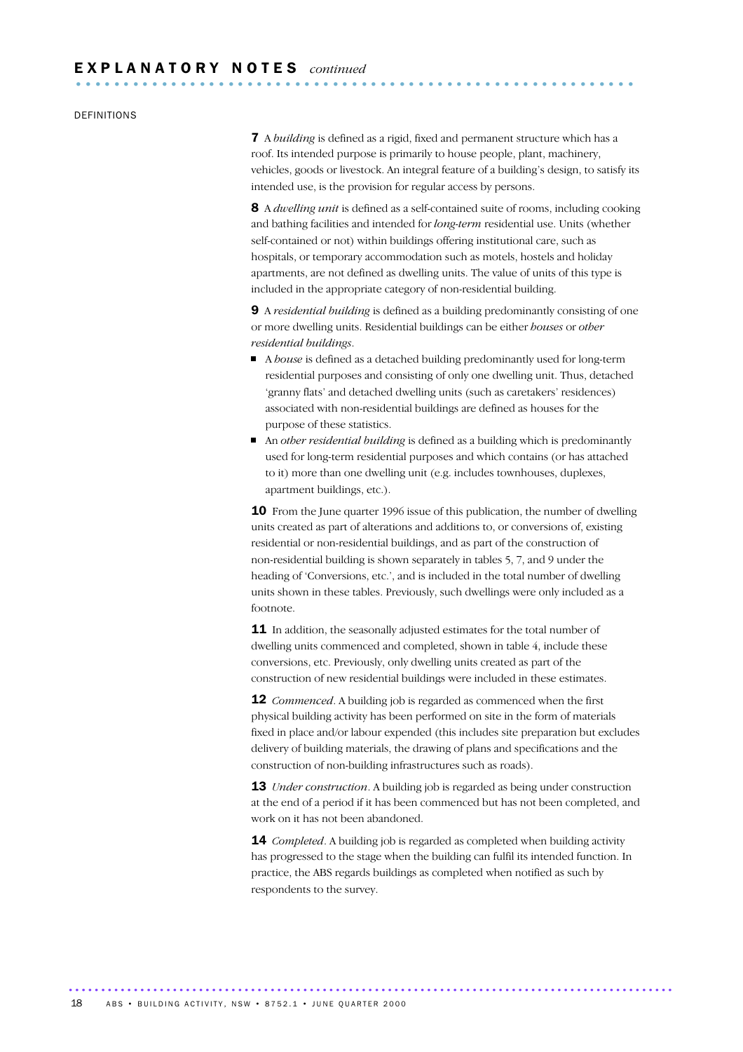# EXPLANATORY NOTES *continued*

DEFINITIONS

**7** A *building* is defined as a rigid, fixed and permanent structure which has a roof. Its intended purpose is primarily to house people, plant, machinery, vehicles, goods or livestock. An integral feature of a building's design, to satisfy its intended use, is the provision for regular access by persons.

**8** A *dwelling unit* is defined as a self-contained suite of rooms, including cooking and bathing facilities and intended for ***long-term*** residential use. Units (whether self-contained or not) within buildings offering institutional care, such as hospitals, or temporary accommodation such as motels, hostels and holiday apartments, are not defined as dwelling units. The value of units of this type is included in the appropriate category of non-residential building.

**9** A *residential building* is defined as a building predominantly consisting of one or more dwelling units. Residential buildings can be either *houses* or *other residential buildings*.

- A *house* is defined as a detached building predominantly used for long-term residential purposes and consisting of only one dwelling unit. Thus, detached 'granny flats' and detached dwelling units (such as caretakers' residences) associated with non-residential buildings are defined as houses for the purpose of these statistics.
- An *other residential building* is defined as a building which is predominantly used for long-term residential purposes and which contains (or has attached to it) more than one dwelling unit (e.g. includes townhouses, duplexes, apartment buildings, etc.).

**10** From the June quarter 1996 issue of this publication, the number of dwelling units created as part of alterations and additions to, or conversions of, existing residential or non-residential buildings, and as part of the construction of non-residential building is shown separately in tables 5, 7, and 9 under the heading of 'Conversions, etc.', and is included in the total number of dwelling units shown in these tables. Previously, such dwellings were only included as a footnote.

**11** In addition, the seasonally adjusted estimates for the total number of dwelling units commenced and completed, shown in table 4, include these conversions, etc. Previously, only dwelling units created as part of the construction of new residential buildings were included in these estimates.

**12** *Commenced*. A building job is regarded as commenced when the first physical building activity has been performed on site in the form of materials fixed in place and/or labour expended (this includes site preparation but excludes delivery of building materials, the drawing of plans and specifications and the construction of non-building infrastructures such as roads).

**13** *Under construction*. A building job is regarded as being under construction at the end of a period if it has been commenced but has not been completed, and work on it has not been abandoned.

**14** *Completed*. A building job is regarded as completed when building activity has progressed to the stage when the building can fulfil its intended function. In practice, the ABS regards buildings as completed when notified as such by respondents to the survey.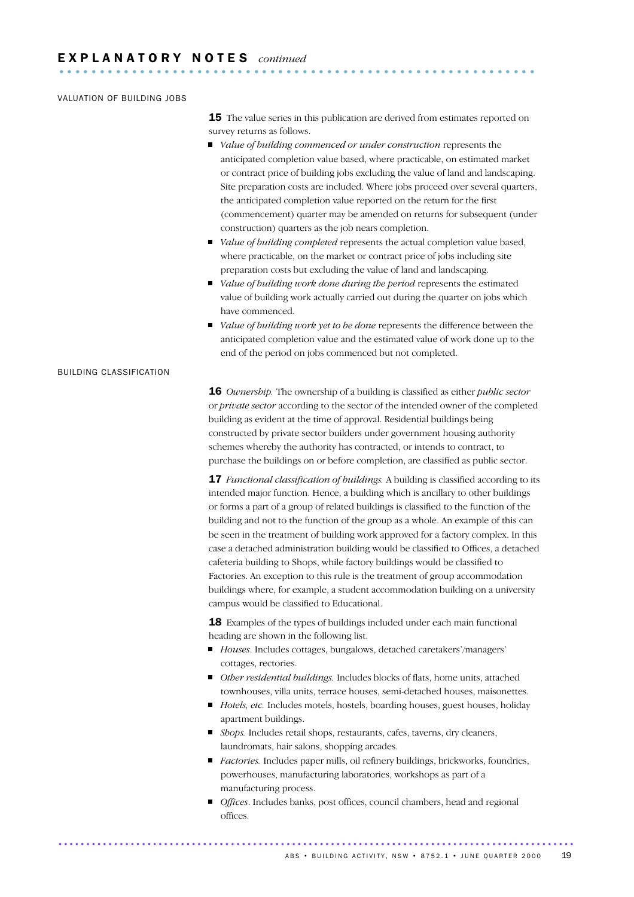## EXPLANATORY NOTES *continued*

### VALUATION OF BUILDING JOBS

**15** The value series in this publication are derived from estimates reported on survey returns as follows.

- *Value of building commenced or under construction* represents the anticipated completion value based, where practicable, on estimated market or contract price of building jobs excluding the value of land and landscaping. Site preparation costs are included. Where jobs proceed over several quarters, the anticipated completion value reported on the return for the first (commencement) quarter may be amended on returns for subsequent (under construction) quarters as the job nears completion.
- *Value of building completed* represents the actual completion value based, where practicable, on the market or contract price of jobs including site preparation costs but excluding the value of land and landscaping.
- *Value of building work done during the period* represents the estimated value of building work actually carried out during the quarter on jobs which have commenced.
- *Value of building work yet to be done* represents the difference between the anticipated completion value and the estimated value of work done up to the end of the period on jobs commenced but not completed.

### BUILDING CLASSIFICATION

**16** *Ownership.* The ownership of a building is classified as either *public sector* or *private sector* according to the sector of the intended owner of the completed building as evident at the time of approval. Residential buildings being constructed by private sector builders under government housing authority schemes whereby the authority has contracted, or intends to contract, to purchase the buildings on or before completion, are classified as public sector.

**17** *Functional classification of buildings.* A building is classified according to its intended major function. Hence, a building which is ancillary to other buildings or forms a part of a group of related buildings is classified to the function of the building and not to the function of the group as a whole. An example of this can be seen in the treatment of building work approved for a factory complex. In this case a detached administration building would be classified to Offices, a detached cafeteria building to Shops, while factory buildings would be classified to Factories. An exception to this rule is the treatment of group accommodation buildings where, for example, a student accommodation building on a university campus would be classified to Educational.

**18** Examples of the types of buildings included under each main functional heading are shown in the following list.

- *Houses*. Includes cottages, bungalows, detached caretakers'/managers' cottages, rectories.
- *Other residential buildings.* Includes blocks of flats, home units, attached townhouses, villa units, terrace houses, semi-detached houses, maisonettes.
- *Hotels, etc.* Includes motels, hostels, boarding houses, guest houses, holiday apartment buildings.
- *Shops.* Includes retail shops, restaurants, cafes, taverns, dry cleaners, laundromats, hair salons, shopping arcades.
- *Factories.* Includes paper mills, oil refinery buildings, brickworks, foundries, powerhouses, manufacturing laboratories, workshops as part of a manufacturing process.
- *Offices*. Includes banks, post offices, council chambers, head and regional offices.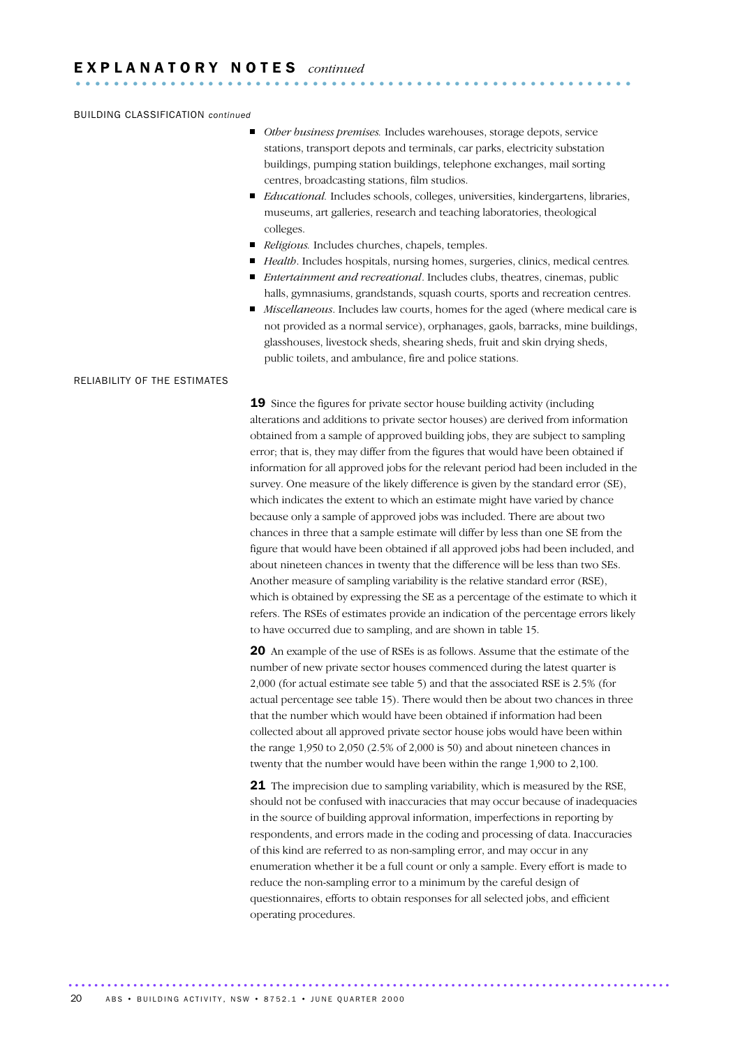# EXPLANATORY NOTES *continued*

BUILDING CLASSIFICATION *continued*

- *Other business premises.* Includes warehouses, storage depots, service stations, transport depots and terminals, car parks, electricity substation buildings, pumping station buildings, telephone exchanges, mail sorting centres, broadcasting stations, film studios.
- *Educational.* Includes schools, colleges, universities, kindergartens, libraries, museums, art galleries, research and teaching laboratories, theological colleges.
- *Religious.* Includes churches, chapels, temples.
- *Health*. Includes hospitals, nursing homes, surgeries, clinics, medical centres.
- *Entertainment and recreational*. Includes clubs, theatres, cinemas, public halls, gymnasiums, grandstands, squash courts, sports and recreation centres.
- *Miscellaneous*. Includes law courts, homes for the aged (where medical care is not provided as a normal service), orphanages, gaols, barracks, mine buildings, glasshouses, livestock sheds, shearing sheds, fruit and skin drying sheds, public toilets, and ambulance, fire and police stations.

RELIABILITY OF THE ESTIMATES

**19** Since the figures for private sector house building activity (including alterations and additions to private sector houses) are derived from information obtained from a sample of approved building jobs, they are subject to sampling error; that is, they may differ from the figures that would have been obtained if information for all approved jobs for the relevant period had been included in the survey. One measure of the likely difference is given by the standard error (SE), which indicates the extent to which an estimate might have varied by chance because only a sample of approved jobs was included. There are about two chances in three that a sample estimate will differ by less than one SE from the figure that would have been obtained if all approved jobs had been included, and about nineteen chances in twenty that the difference will be less than two SEs. Another measure of sampling variability is the relative standard error (RSE), which is obtained by expressing the SE as a percentage of the estimate to which it refers. The RSEs of estimates provide an indication of the percentage errors likely to have occurred due to sampling, and are shown in table 15.

**20** An example of the use of RSEs is as follows. Assume that the estimate of the number of new private sector houses commenced during the latest quarter is 2,000 (for actual estimate see table 5) and that the associated RSE is 2.5% (for actual percentage see table 15). There would then be about two chances in three that the number which would have been obtained if information had been collected about all approved private sector house jobs would have been within the range 1,950 to 2,050 (2.5% of 2,000 is 50) and about nineteen chances in twenty that the number would have been within the range 1,900 to 2,100.

**21** The imprecision due to sampling variability, which is measured by the RSE, should not be confused with inaccuracies that may occur because of inadequacies in the source of building approval information, imperfections in reporting by respondents, and errors made in the coding and processing of data. Inaccuracies of this kind are referred to as non-sampling error, and may occur in any enumeration whether it be a full count or only a sample. Every effort is made to reduce the non-sampling error to a minimum by the careful design of questionnaires, efforts to obtain responses for all selected jobs, and efficient operating procedures.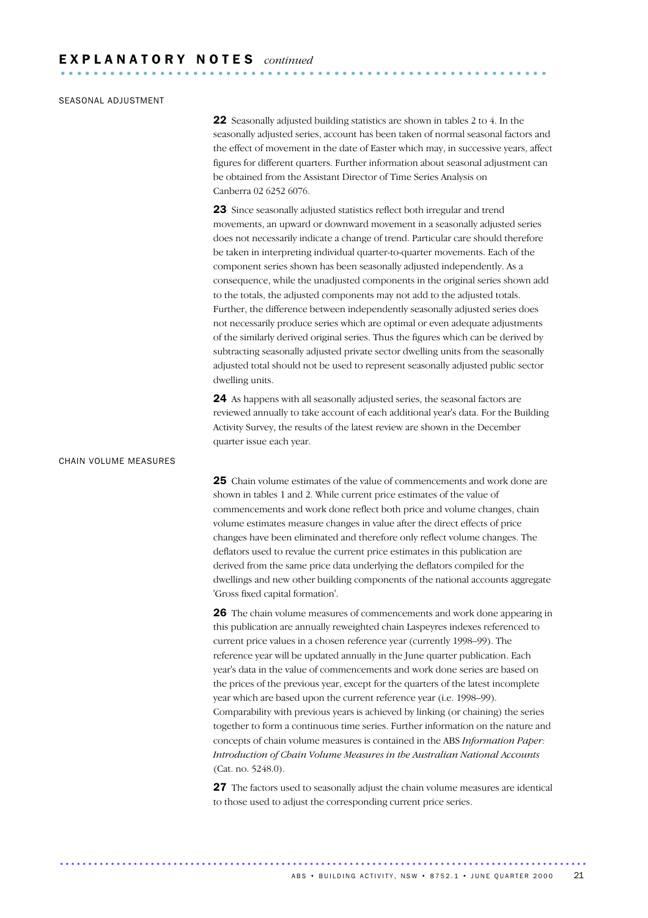## EXPLANATORY NOTES *continued*

### SEASONAL ADJUSTMENT

**22** Seasonally adjusted building statistics are shown in tables 2 to 4. In the seasonally adjusted series, account has been taken of normal seasonal factors and the effect of movement in the date of Easter which may, in successive years, affect figures for different quarters. Further information about seasonal adjustment can be obtained from the Assistant Director of Time Series Analysis on Canberra 02 6252 6076.

**23** Since seasonally adjusted statistics reflect both irregular and trend movements, an upward or downward movement in a seasonally adjusted series does not necessarily indicate a change of trend. Particular care should therefore be taken in interpreting individual quarter-to-quarter movements. Each of the component series shown has been seasonally adjusted independently. As a consequence, while the unadjusted components in the original series shown add to the totals, the adjusted components may not add to the adjusted totals. Further, the difference between independently seasonally adjusted series does not necessarily produce series which are optimal or even adequate adjustments of the similarly derived original series. Thus the figures which can be derived by subtracting seasonally adjusted private sector dwelling units from the seasonally adjusted total should not be used to represent seasonally adjusted public sector dwelling units.

**24** As happens with all seasonally adjusted series, the seasonal factors are reviewed annually to take account of each additional year's data. For the Building Activity Survey, the results of the latest review are shown in the December quarter issue each year.

### CHAIN VOLUME MEASURES

**25** Chain volume estimates of the value of commencements and work done are shown in tables 1 and 2. While current price estimates of the value of commencements and work done reflect both price and volume changes, chain volume estimates measure changes in value after the direct effects of price changes have been eliminated and therefore only reflect volume changes. The deflators used to revalue the current price estimates in this publication are derived from the same price data underlying the deflators compiled for the dwellings and new other building components of the national accounts aggregate 'Gross fixed capital formation'.

**26** The chain volume measures of commencements and work done appearing in this publication are annually reweighted chain Laspeyres indexes referenced to current price values in a chosen reference year (currently 1998–99). The reference year will be updated annually in the June quarter publication. Each year's data in the value of commencements and work done series are based on the prices of the previous year, except for the quarters of the latest incomplete year which are based upon the current reference year (i.e. 1998–99). Comparability with previous years is achieved by linking (or chaining) the series together to form a continuous time series. Further information on the nature and concepts of chain volume measures is contained in the ABS *Information Paper: Introduction of Chain Volume Measures in the Australian National Accounts* (Cat. no. 5248.0).

**27** The factors used to seasonally adjust the chain volume measures are identical to those used to adjust the corresponding current price series.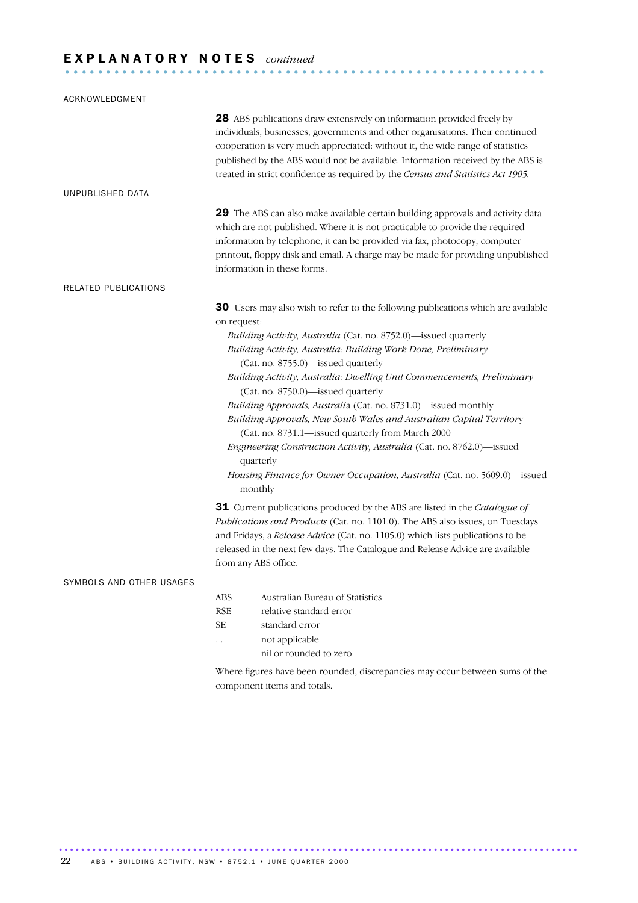# EXPLANATORY NOTES *continued*

## ACKNOWLEDGMENT

**28** ABS publications draw extensively on information provided freely by individuals, businesses, governments and other organisations. Their continued cooperation is very much appreciated: without it, the wide range of statistics published by the ABS would not be available. Information received by the ABS is treated in strict confidence as required by the *Census and Statistics Act 1905*.

## UNPUBLISHED DATA

**29** The ABS can also make available certain building approvals and activity data which are not published. Where it is not practicable to provide the required information by telephone, it can be provided via fax, photocopy, computer printout, floppy disk and email. A charge may be made for providing unpublished information in these forms.

## RELATED PUBLICATIONS

**30** Users may also wish to refer to the following publications which are available on request:

- *Building Activity, Australia* (Cat. no. 8752.0)—issued quarterly
- *Building Activity, Australia: Building Work Done, Preliminary* (Cat. no. 8755.0)—issued quarterly
- *Building Activity, Australia: Dwelling Unit Commencements, Preliminary* (Cat. no. 8750.0)—issued quarterly
- *Building Approvals, Australia* (Cat. no. 8731.0)—issued monthly
- *Building Approvals, New South Wales and Australian Capital Territory* (Cat. no. 8731.1—issued quarterly from March 2000
- *Engineering Construction Activity, Australia* (Cat. no. 8762.0)—issued quarterly
- *Housing Finance for Owner Occupation, Australia* (Cat. no. 5609.0)—issued monthly

**31** Current publications produced by the ABS are listed in the *Catalogue of Publications and Products* (Cat. no. 1101.0). The ABS also issues, on Tuesdays and Fridays, a *Release Advice* (Cat. no. 1105.0) which lists publications to be released in the next few days. The Catalogue and Release Advice are available from any ABS office.

## SYMBOLS AND OTHER USAGES

| | |
|---|---|
| ABS | Australian Bureau of Statistics |
| RSE | relative standard error |
| SE | standard error |
| . . | not applicable |
| — | nil or rounded to zero |

Where figures have been rounded, discrepancies may occur between sums of the component items and totals.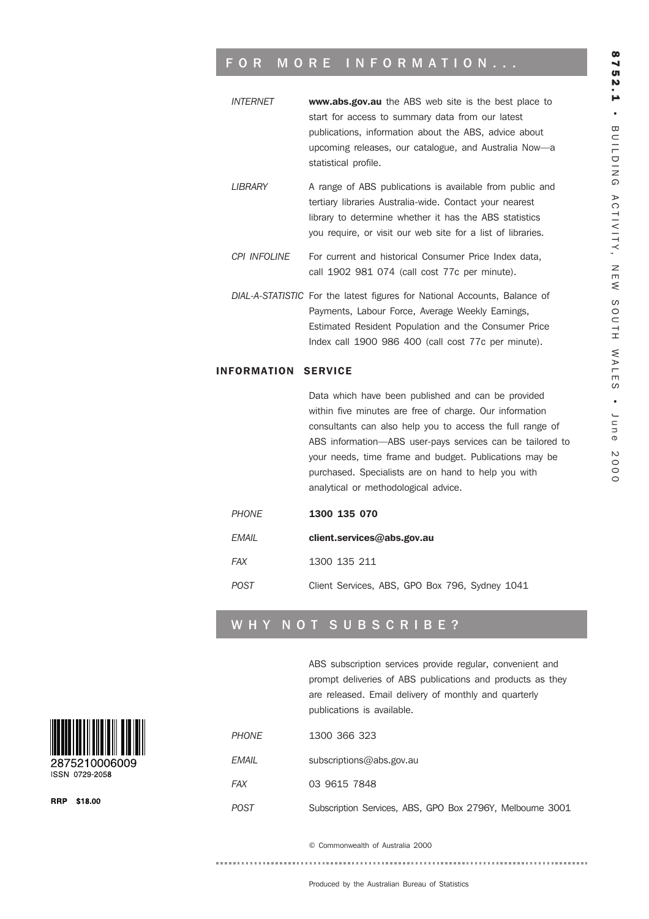## FOR MORE INFORMATION...

| | |
|---|---|
| *INTERNET* | **www.abs.gov.au** the ABS web site is the best place to start for access to summary data from our latest publications, information about the ABS, advice about upcoming releases, our catalogue, and Australia Now—a statistical profile. |
| *LIBRARY* | A range of ABS publications is available from public and tertiary libraries Australia-wide. Contact your nearest library to determine whether it has the ABS statistics you require, or visit our web site for a list of libraries. |
| *CPI INFOLINE* | For current and historical Consumer Price Index data, call 1902 981 074 (call cost 77c per minute). |
| *DIAL-A-STATISTIC* | For the latest figures for National Accounts, Balance of Payments, Labour Force, Average Weekly Earnings, Estimated Resident Population and the Consumer Price Index call 1900 986 400 (call cost 77c per minute). |

### INFORMATION SERVICE

Data which have been published and can be provided within five minutes are free of charge. Our information consultants can also help you to access the full range of ABS information—ABS user-pays services can be tailored to your needs, time frame and budget. Publications may be purchased. Specialists are on hand to help you with analytical or methodological advice.

| | |
|---|---|
| *PHONE* | **1300 135 070** |
| *EMAIL* | **client.services@abs.gov.au** |
| *FAX* | 1300 135 211 |
| *POST* | Client Services, ABS, GPO Box 796, Sydney 1041 |

## WHY NOT SUBSCRIBE?

ABS subscription services provide regular, convenient and prompt deliveries of ABS publications and products as they are released. Email delivery of monthly and quarterly publications is available.

| | |
|---|---|
| *PHONE* | 1300 366 323 |
| *EMAIL* | subscriptions@abs.gov.au |
| *FAX* | 03 9615 7848 |
| *POST* | Subscription Services, ABS, GPO Box 2796Y, Melbourne 3001 |

© Commonwealth of Australia 2000

2875210006009
ISSN 0729-2058

**RRP $18.00**

Produced by the Australian Bureau of Statistics

**8752.1** • BUILDING ACTIVITY, NEW SOUTH WALES • June 2000